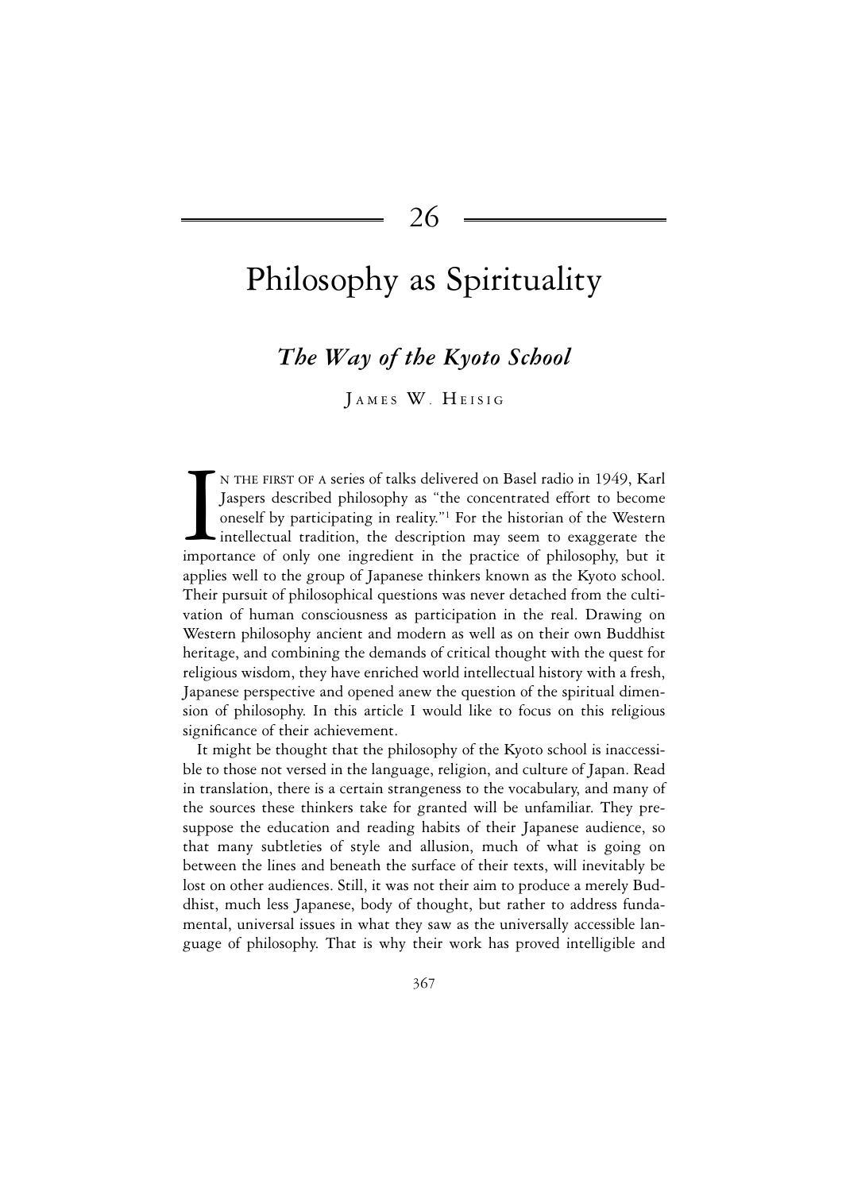# 26

# Philosophy as Spirituality

## *The Way of the Kyoto School*

JAMES W. HEISIG

IN THE FIRST OF A series of talks delivered on Basel radio in 1949, Karl Jaspers described philosophy as "the concentrated effort to become oneself by participating in reality."[1] For the historian of the Western intellectual tradition, the description may seem to exaggerate the importance of only one ingredient in the practice of philosophy, but it applies well to the group of Japanese thinkers known as the Kyoto school. Their pursuit of philosophical questions was never detached from the cultivation of human consciousness as participation in the real. Drawing on Western philosophy ancient and modern as well as on their own Buddhist heritage, and combining the demands of critical thought with the quest for religious wisdom, they have enriched world intellectual history with a fresh, Japanese perspective and opened anew the question of the spiritual dimension of philosophy. In this article I would like to focus on this religious significance of their achievement.

It might be thought that the philosophy of the Kyoto school is inaccessible to those not versed in the language, religion, and culture of Japan. Read in translation, there is a certain strangeness to the vocabulary, and many of the sources these thinkers take for granted will be unfamiliar. They presuppose the education and reading habits of their Japanese audience, so that many subtleties of style and allusion, much of what is going on between the lines and beneath the surface of their texts, will inevitably be lost on other audiences. Still, it was not their aim to produce a merely Buddhist, much less Japanese, body of thought, but rather to address fundamental, universal issues in what they saw as the universally accessible language of philosophy. That is why their work has proved intelligible and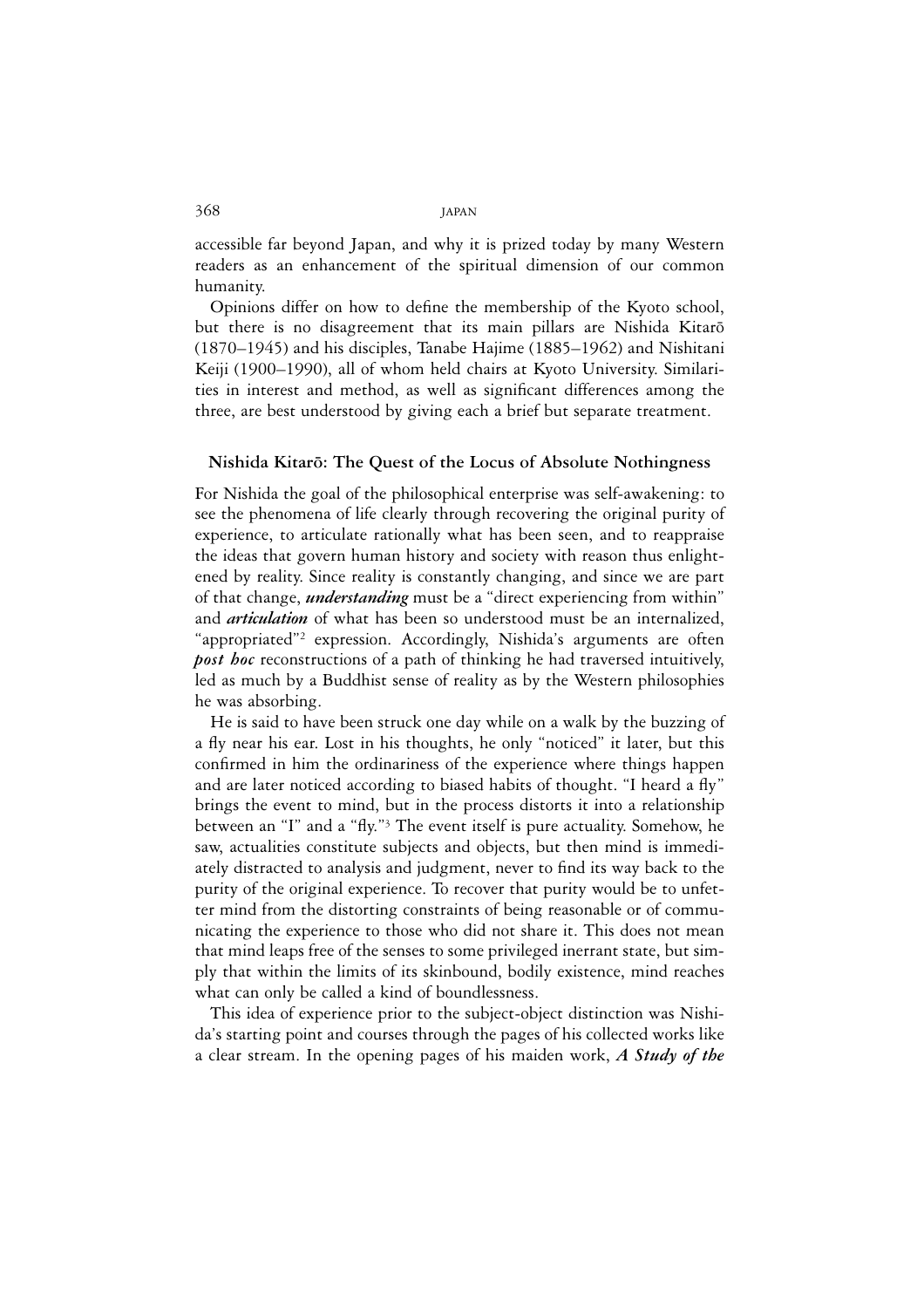accessible far beyond Japan, and why it is prized today by many Western readers as an enhancement of the spiritual dimension of our common humanity.

Opinions differ on how to define the membership of the Kyoto school, but there is no disagreement that its main pillars are Nishida Kitarō (1870–1945) and his disciples, Tanabe Hajime (1885–1962) and Nishitani Keiji (1900–1990), all of whom held chairs at Kyoto University. Similarities in interest and method, as well as significant differences among the three, are best understood by giving each a brief but separate treatment.

## Nishida Kitarō: The Quest of the Locus of Absolute Nothingness

For Nishida the goal of the philosophical enterprise was self-awakening: to see the phenomena of life clearly through recovering the original purity of experience, to articulate rationally what has been seen, and to reappraise the ideas that govern human history and society with reason thus enlightened by reality. Since reality is constantly changing, and since we are part of that change, ***understanding*** must be a "direct experiencing from within" and ***articulation*** of what has been so understood must be an internalized, "appropriated"[2] expression. Accordingly, Nishida's arguments are often ***post hoc*** reconstructions of a path of thinking he had traversed intuitively, led as much by a Buddhist sense of reality as by the Western philosophies he was absorbing.

He is said to have been struck one day while on a walk by the buzzing of a fly near his ear. Lost in his thoughts, he only "noticed" it later, but this confirmed in him the ordinariness of the experience where things happen and are later noticed according to biased habits of thought. "I heard a fly" brings the event to mind, but in the process distorts it into a relationship between an "I" and a "fly."[3] The event itself is pure actuality. Somehow, he saw, actualities constitute subjects and objects, but then mind is immediately distracted to analysis and judgment, never to find its way back to the purity of the original experience. To recover that purity would be to unfetter mind from the distorting constraints of being reasonable or of communicating the experience to those who did not share it. This does not mean that mind leaps free of the senses to some privileged inerrant state, but simply that within the limits of its skinbound, bodily existence, mind reaches what can only be called a kind of boundlessness.

This idea of experience prior to the subject-object distinction was Nishida's starting point and courses through the pages of his collected works like a clear stream. In the opening pages of his maiden work, ***A Study of the***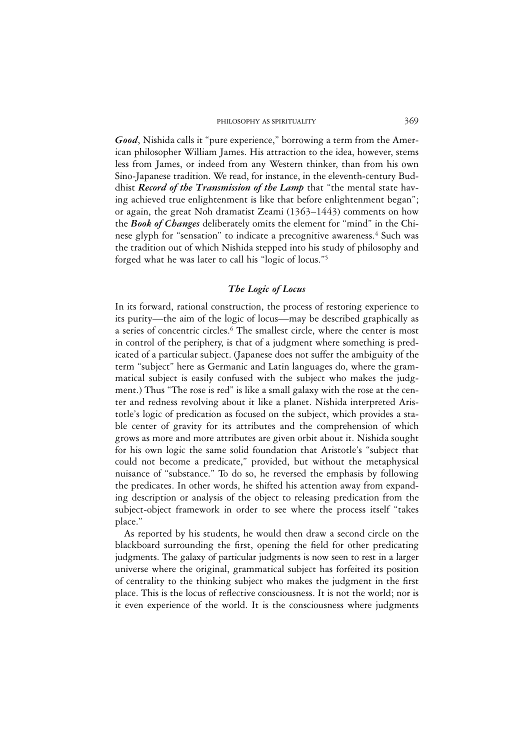***Good***, Nishida calls it "pure experience," borrowing a term from the American philosopher William James. His attraction to the idea, however, stems less from James, or indeed from any Western thinker, than from his own Sino-Japanese tradition. We read, for instance, in the eleventh-century Buddhist ***Record of the Transmission of the Lamp*** that "the mental state having achieved true enlightenment is like that before enlightenment began"; or again, the great Noh dramatist Zeami (1363–1443) comments on how the ***Book of Changes*** deliberately omits the element for "mind" in the Chinese glyph for "sensation" to indicate a precognitive awareness.[4] Such was the tradition out of which Nishida stepped into his study of philosophy and forged what he was later to call his "logic of locus."[5]

### *The Logic of Locus*

In its forward, rational construction, the process of restoring experience to its purity—the aim of the logic of locus—may be described graphically as a series of concentric circles.[6] The smallest circle, where the center is most in control of the periphery, is that of a judgment where something is predicated of a particular subject. (Japanese does not suffer the ambiguity of the term "subject" here as Germanic and Latin languages do, where the grammatical subject is easily confused with the subject who makes the judgment.) Thus "The rose is red" is like a small galaxy with the rose at the center and redness revolving about it like a planet. Nishida interpreted Aristotle's logic of predication as focused on the subject, which provides a stable center of gravity for its attributes and the comprehension of which grows as more and more attributes are given orbit about it. Nishida sought for his own logic the same solid foundation that Aristotle's "subject that could not become a predicate," provided, but without the metaphysical nuisance of "substance." To do so, he reversed the emphasis by following the predicates. In other words, he shifted his attention away from expanding description or analysis of the object to releasing predication from the subject-object framework in order to see where the process itself "takes place."

As reported by his students, he would then draw a second circle on the blackboard surrounding the first, opening the field for other predicating judgments. The galaxy of particular judgments is now seen to rest in a larger universe where the original, grammatical subject has forfeited its position of centrality to the thinking subject who makes the judgment in the first place. This is the locus of reflective consciousness. It is not the world; nor is it even experience of the world. It is the consciousness where judgments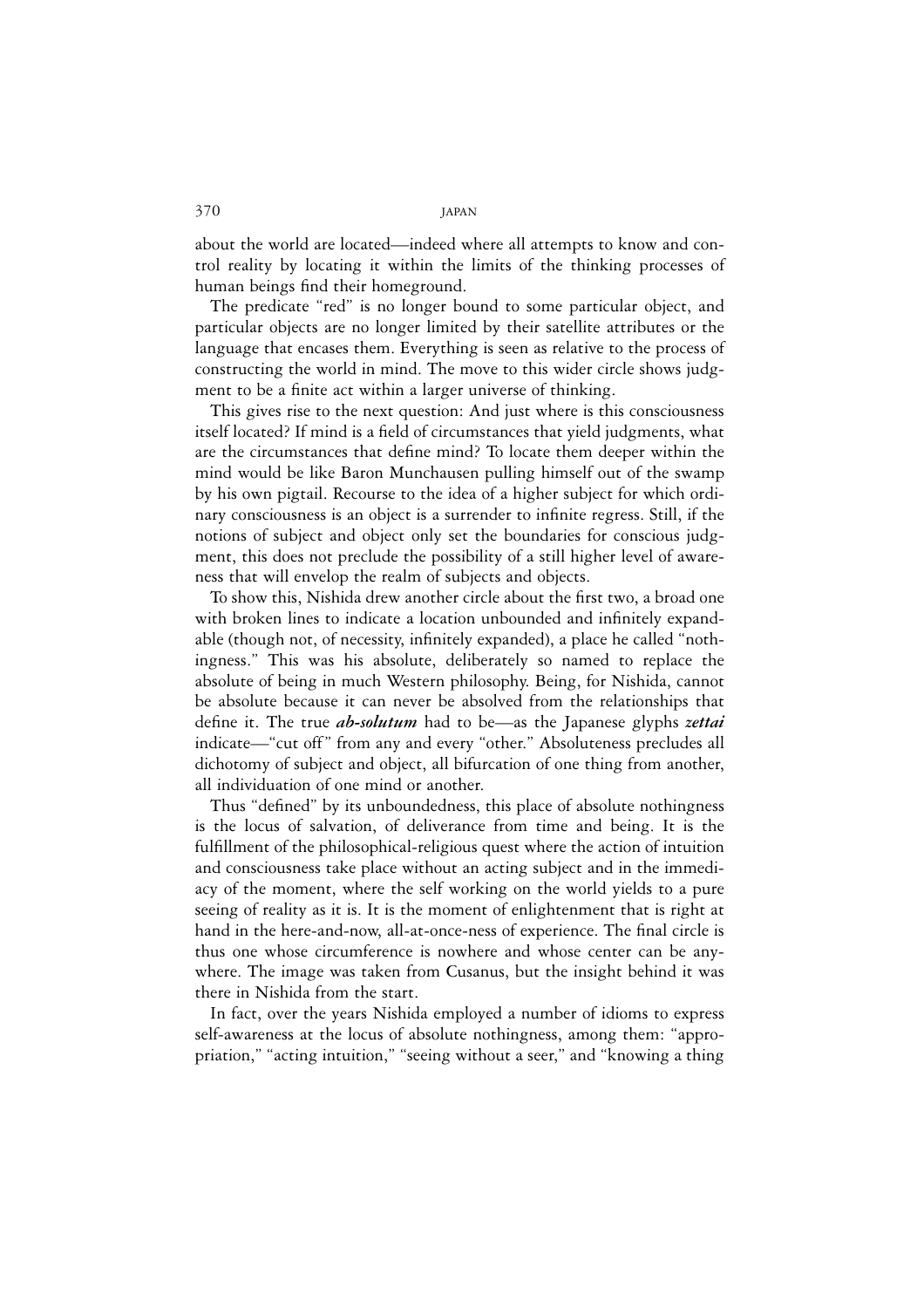about the world are located—indeed where all attempts to know and control reality by locating it within the limits of the thinking processes of human beings find their homeground.

The predicate "red" is no longer bound to some particular object, and particular objects are no longer limited by their satellite attributes or the language that encases them. Everything is seen as relative to the process of constructing the world in mind. The move to this wider circle shows judgment to be a finite act within a larger universe of thinking.

This gives rise to the next question: And just where is this consciousness itself located? If mind is a field of circumstances that yield judgments, what are the circumstances that define mind? To locate them deeper within the mind would be like Baron Munchausen pulling himself out of the swamp by his own pigtail. Recourse to the idea of a higher subject for which ordinary consciousness is an object is a surrender to infinite regress. Still, if the notions of subject and object only set the boundaries for conscious judgment, this does not preclude the possibility of a still higher level of awareness that will envelop the realm of subjects and objects.

To show this, Nishida drew another circle about the first two, a broad one with broken lines to indicate a location unbounded and infinitely expandable (though not, of necessity, infinitely expanded), a place he called "nothingness." This was his absolute, deliberately so named to replace the absolute of being in much Western philosophy. Being, for Nishida, cannot be absolute because it can never be absolved from the relationships that define it. The true ***ab-solutum*** had to be—as the Japanese glyphs ***zettai*** indicate—"cut off" from any and every "other." Absoluteness precludes all dichotomy of subject and object, all bifurcation of one thing from another, all individuation of one mind or another.

Thus "defined" by its unboundedness, this place of absolute nothingness is the locus of salvation, of deliverance from time and being. It is the fulfillment of the philosophical-religious quest where the action of intuition and consciousness take place without an acting subject and in the immediacy of the moment, where the self working on the world yields to a pure seeing of reality as it is. It is the moment of enlightenment that is right at hand in the here-and-now, all-at-once-ness of experience. The final circle is thus one whose circumference is nowhere and whose center can be anywhere. The image was taken from Cusanus, but the insight behind it was there in Nishida from the start.

In fact, over the years Nishida employed a number of idioms to express self-awareness at the locus of absolute nothingness, among them: "appropriation," "acting intuition," "seeing without a seer," and "knowing a thing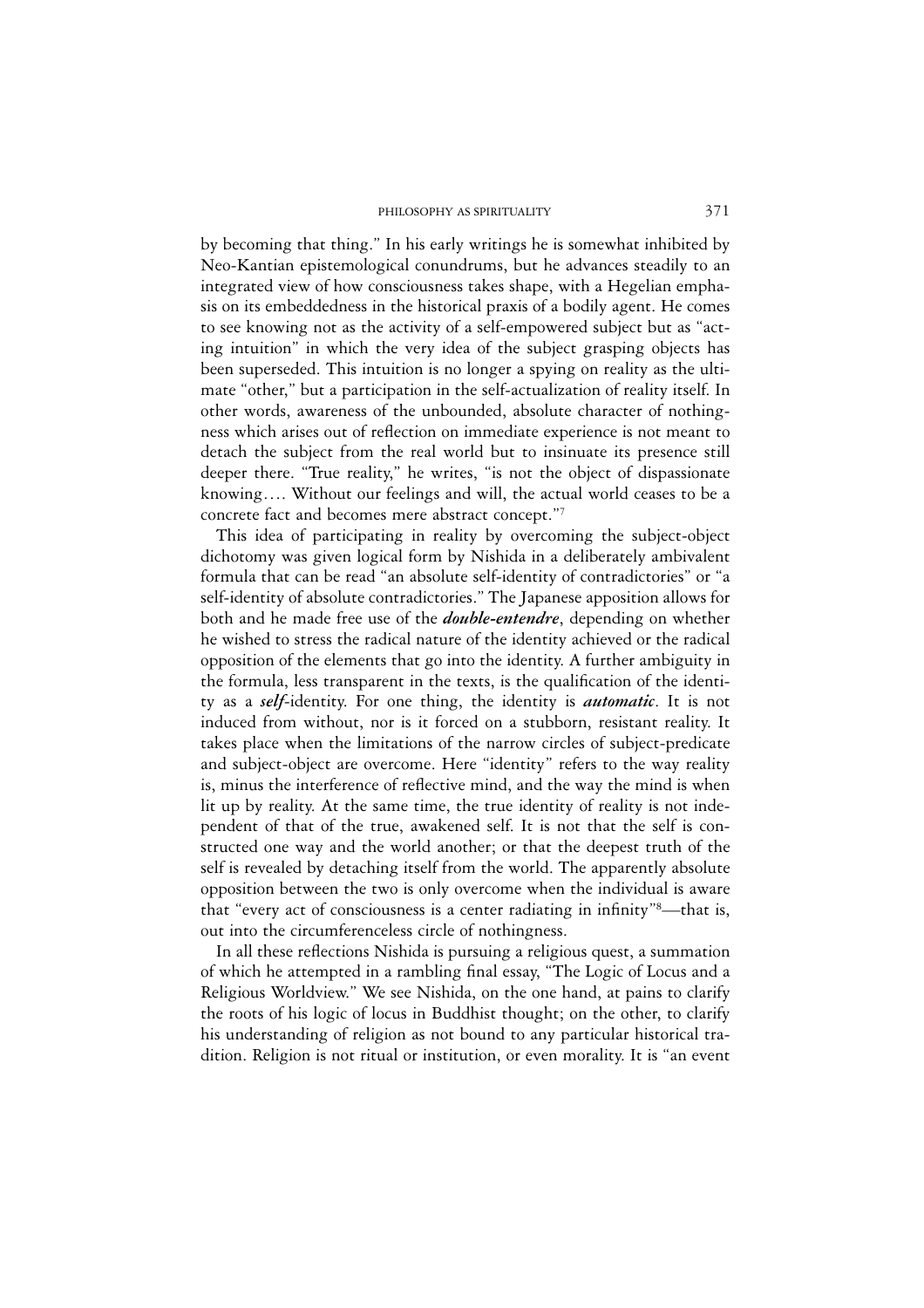by becoming that thing." In his early writings he is somewhat inhibited by Neo-Kantian epistemological conundrums, but he advances steadily to an integrated view of how consciousness takes shape, with a Hegelian emphasis on its embeddedness in the historical praxis of a bodily agent. He comes to see knowing not as the activity of a self-empowered subject but as "acting intuition" in which the very idea of the subject grasping objects has been superseded. This intuition is no longer a spying on reality as the ultimate "other," but a participation in the self-actualization of reality itself. In other words, awareness of the unbounded, absolute character of nothingness which arises out of reflection on immediate experience is not meant to detach the subject from the real world but to insinuate its presence still deeper there. "True reality," he writes, "is not the object of dispassionate knowing…. Without our feelings and will, the actual world ceases to be a concrete fact and becomes mere abstract concept."[7]

This idea of participating in reality by overcoming the subject-object dichotomy was given logical form by Nishida in a deliberately ambivalent formula that can be read "an absolute self-identity of contradictories" or "a self-identity of absolute contradictories." The Japanese apposition allows for both and he made free use of the ***double-entendre***, depending on whether he wished to stress the radical nature of the identity achieved or the radical opposition of the elements that go into the identity. A further ambiguity in the formula, less transparent in the texts, is the qualification of the identity as a ***self***-identity. For one thing, the identity is ***automatic***. It is not induced from without, nor is it forced on a stubborn, resistant reality. It takes place when the limitations of the narrow circles of subject-predicate and subject-object are overcome. Here "identity" refers to the way reality is, minus the interference of reflective mind, and the way the mind is when lit up by reality. At the same time, the true identity of reality is not independent of that of the true, awakened self. It is not that the self is constructed one way and the world another; or that the deepest truth of the self is revealed by detaching itself from the world. The apparently absolute opposition between the two is only overcome when the individual is aware that "every act of consciousness is a center radiating in infinity"[8]—that is, out into the circumferenceless circle of nothingness.

In all these reflections Nishida is pursuing a religious quest, a summation of which he attempted in a rambling final essay, "The Logic of Locus and a Religious Worldview." We see Nishida, on the one hand, at pains to clarify the roots of his logic of locus in Buddhist thought; on the other, to clarify his understanding of religion as not bound to any particular historical tradition. Religion is not ritual or institution, or even morality. It is "an event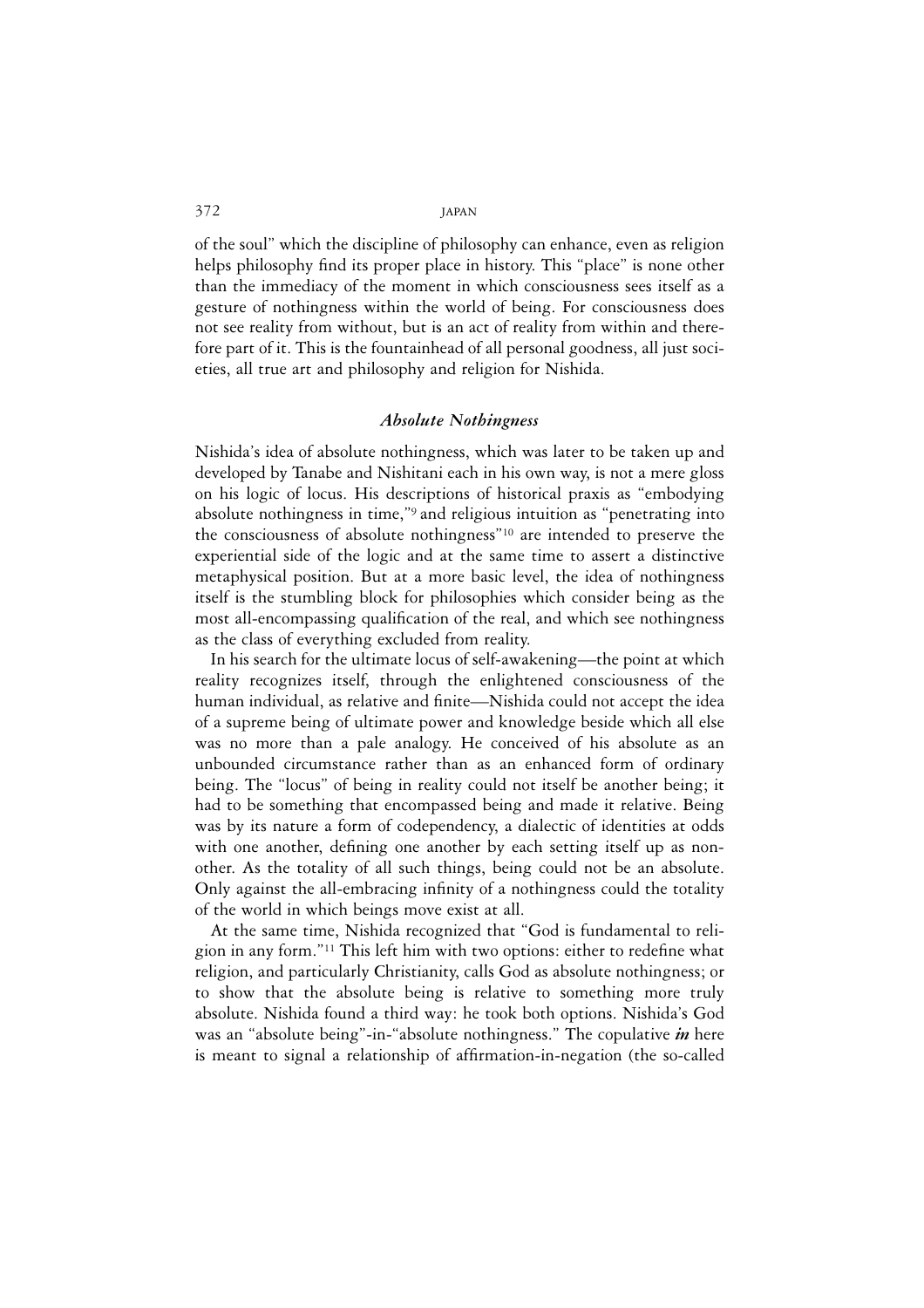of the soul" which the discipline of philosophy can enhance, even as religion helps philosophy find its proper place in history. This "place" is none other than the immediacy of the moment in which consciousness sees itself as a gesture of nothingness within the world of being. For consciousness does not see reality from without, but is an act of reality from within and therefore part of it. This is the fountainhead of all personal goodness, all just societies, all true art and philosophy and religion for Nishida.

### *Absolute Nothingness*

Nishida's idea of absolute nothingness, which was later to be taken up and developed by Tanabe and Nishitani each in his own way, is not a mere gloss on his logic of locus. His descriptions of historical praxis as "embodying absolute nothingness in time,"[9] and religious intuition as "penetrating into the consciousness of absolute nothingness"[10] are intended to preserve the experiential side of the logic and at the same time to assert a distinctive metaphysical position. But at a more basic level, the idea of nothingness itself is the stumbling block for philosophies which consider being as the most all-encompassing qualification of the real, and which see nothingness as the class of everything excluded from reality.

In his search for the ultimate locus of self-awakening—the point at which reality recognizes itself, through the enlightened consciousness of the human individual, as relative and finite—Nishida could not accept the idea of a supreme being of ultimate power and knowledge beside which all else was no more than a pale analogy. He conceived of his absolute as an unbounded circumstance rather than as an enhanced form of ordinary being. The "locus" of being in reality could not itself be another being; it had to be something that encompassed being and made it relative. Being was by its nature a form of codependency, a dialectic of identities at odds with one another, defining one another by each setting itself up as non-other. As the totality of all such things, being could not be an absolute. Only against the all-embracing infinity of a nothingness could the totality of the world in which beings move exist at all.

At the same time, Nishida recognized that "God is fundamental to religion in any form."[11] This left him with two options: either to redefine what religion, and particularly Christianity, calls God as absolute nothingness; or to show that the absolute being is relative to something more truly absolute. Nishida found a third way: he took both options. Nishida's God was an "absolute being"-in-"absolute nothingness." The copulative ***in*** here is meant to signal a relationship of affirmation-in-negation (the so-called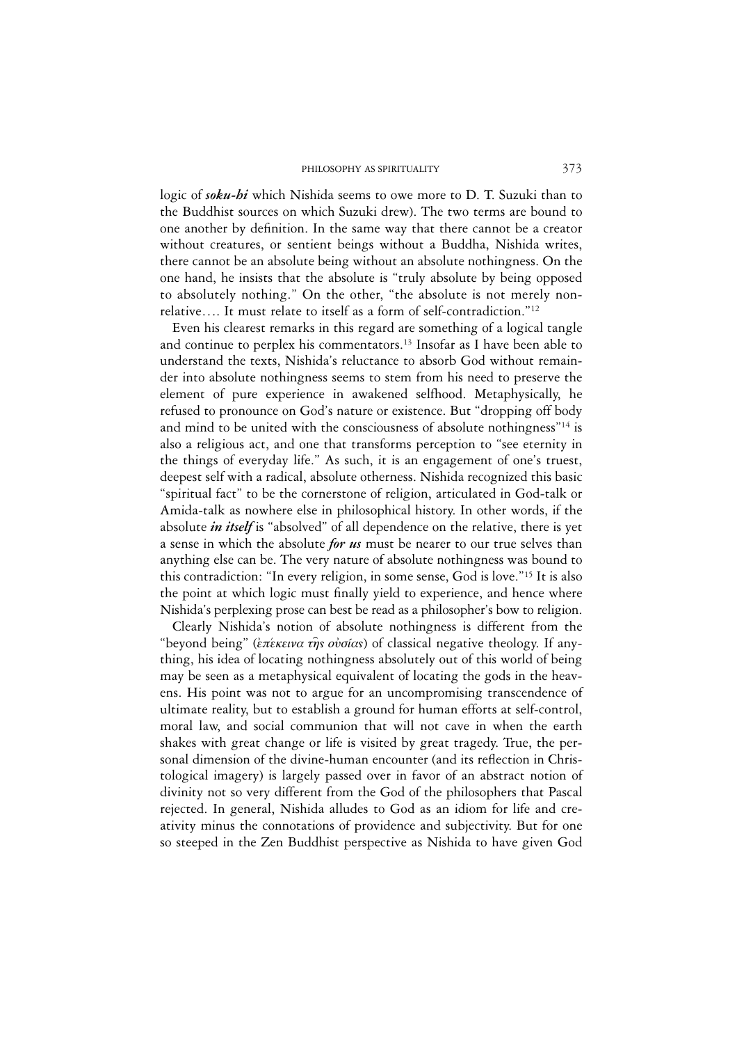logic of ***soku-hi*** which Nishida seems to owe more to D. T. Suzuki than to the Buddhist sources on which Suzuki drew). The two terms are bound to one another by definition. In the same way that there cannot be a creator without creatures, or sentient beings without a Buddha, Nishida writes, there cannot be an absolute being without an absolute nothingness. On the one hand, he insists that the absolute is "truly absolute by being opposed to absolutely nothing." On the other, "the absolute is not merely non-relative…. It must relate to itself as a form of self-contradiction."[12]

Even his clearest remarks in this regard are something of a logical tangle and continue to perplex his commentators.[13] Insofar as I have been able to understand the texts, Nishida's reluctance to absorb God without remainder into absolute nothingness seems to stem from his need to preserve the element of pure experience in awakened selfhood. Metaphysically, he refused to pronounce on God's nature or existence. But "dropping off body and mind to be united with the consciousness of absolute nothingness"[14] is also a religious act, and one that transforms perception to "see eternity in the things of everyday life." As such, it is an engagement of one's truest, deepest self with a radical, absolute otherness. Nishida recognized this basic "spiritual fact" to be the cornerstone of religion, articulated in God-talk or Amida-talk as nowhere else in philosophical history. In other words, if the absolute ***in itself*** is "absolved" of all dependence on the relative, there is yet a sense in which the absolute ***for us*** must be nearer to our true selves than anything else can be. The very nature of absolute nothingness was bound to this contradiction: "In every religion, in some sense, God is love."[15] It is also the point at which logic must finally yield to experience, and hence where Nishida's perplexing prose can best be read as a philosopher's bow to religion.

Clearly Nishida's notion of absolute nothingness is different from the "beyond being" (*ἐπέκεινα τῆς οὐσίας*) of classical negative theology. If anything, his idea of locating nothingness absolutely out of this world of being may be seen as a metaphysical equivalent of locating the gods in the heavens. His point was not to argue for an uncompromising transcendence of ultimate reality, but to establish a ground for human efforts at self-control, moral law, and social communion that will not cave in when the earth shakes with great change or life is visited by great tragedy. True, the personal dimension of the divine-human encounter (and its reflection in Christological imagery) is largely passed over in favor of an abstract notion of divinity not so very different from the God of the philosophers that Pascal rejected. In general, Nishida alludes to God as an idiom for life and creativity minus the connotations of providence and subjectivity. But for one so steeped in the Zen Buddhist perspective as Nishida to have given God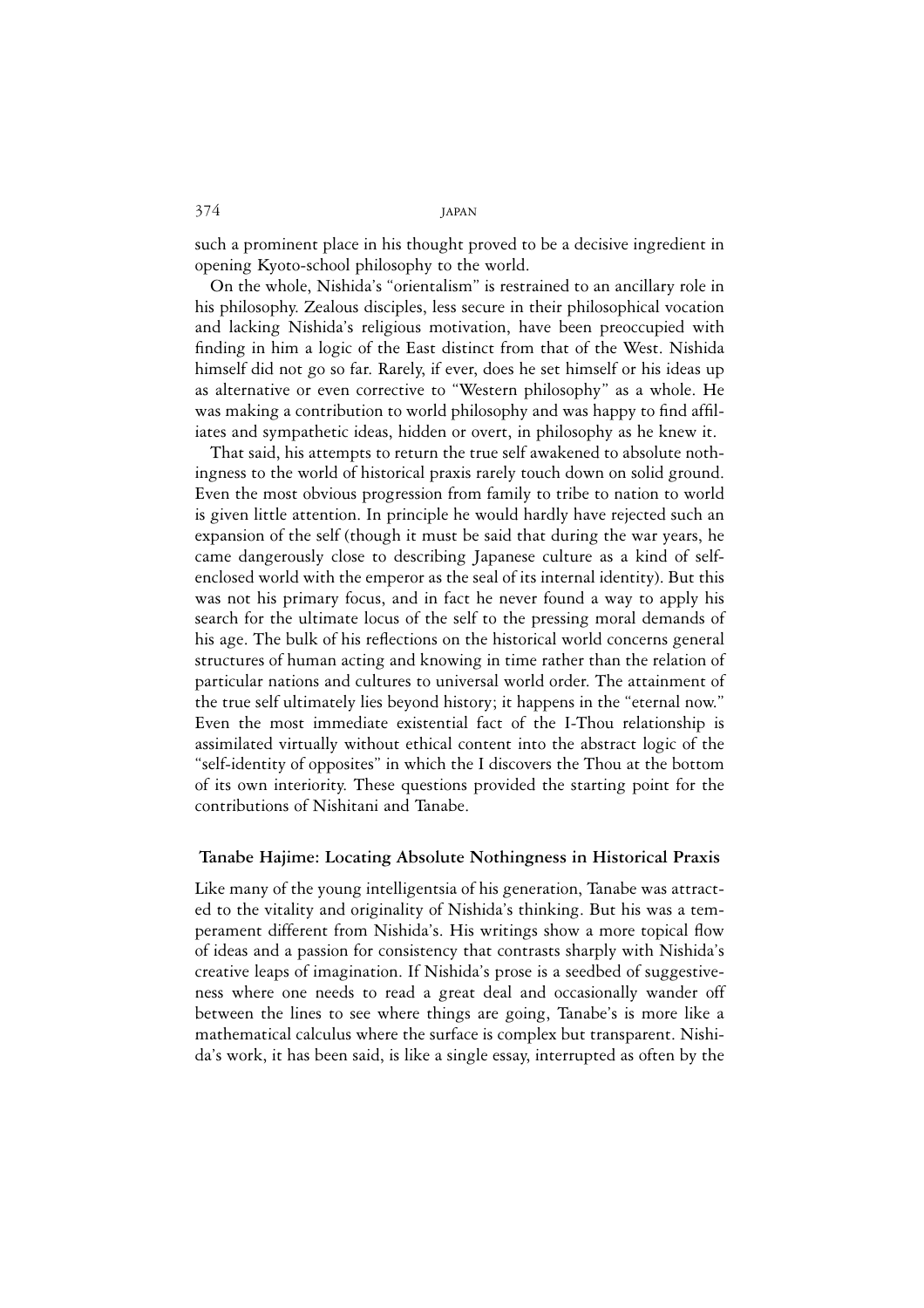such a prominent place in his thought proved to be a decisive ingredient in opening Kyoto-school philosophy to the world.

On the whole, Nishida's "orientalism" is restrained to an ancillary role in his philosophy. Zealous disciples, less secure in their philosophical vocation and lacking Nishida's religious motivation, have been preoccupied with finding in him a logic of the East distinct from that of the West. Nishida himself did not go so far. Rarely, if ever, does he set himself or his ideas up as alternative or even corrective to "Western philosophy" as a whole. He was making a contribution to world philosophy and was happy to find affiliates and sympathetic ideas, hidden or overt, in philosophy as he knew it.

That said, his attempts to return the true self awakened to absolute nothingness to the world of historical praxis rarely touch down on solid ground. Even the most obvious progression from family to tribe to nation to world is given little attention. In principle he would hardly have rejected such an expansion of the self (though it must be said that during the war years, he came dangerously close to describing Japanese culture as a kind of self-enclosed world with the emperor as the seal of its internal identity). But this was not his primary focus, and in fact he never found a way to apply his search for the ultimate locus of the self to the pressing moral demands of his age. The bulk of his reflections on the historical world concerns general structures of human acting and knowing in time rather than the relation of particular nations and cultures to universal world order. The attainment of the true self ultimately lies beyond history; it happens in the "eternal now." Even the most immediate existential fact of the I-Thou relationship is assimilated virtually without ethical content into the abstract logic of the "self-identity of opposites" in which the I discovers the Thou at the bottom of its own interiority. These questions provided the starting point for the contributions of Nishitani and Tanabe.

### Tanabe Hajime: Locating Absolute Nothingness in Historical Praxis

Like many of the young intelligentsia of his generation, Tanabe was attracted to the vitality and originality of Nishida's thinking. But his was a temperament different from Nishida's. His writings show a more topical flow of ideas and a passion for consistency that contrasts sharply with Nishida's creative leaps of imagination. If Nishida's prose is a seedbed of suggestiveness where one needs to read a great deal and occasionally wander off between the lines to see where things are going, Tanabe's is more like a mathematical calculus where the surface is complex but transparent. Nishida's work, it has been said, is like a single essay, interrupted as often by the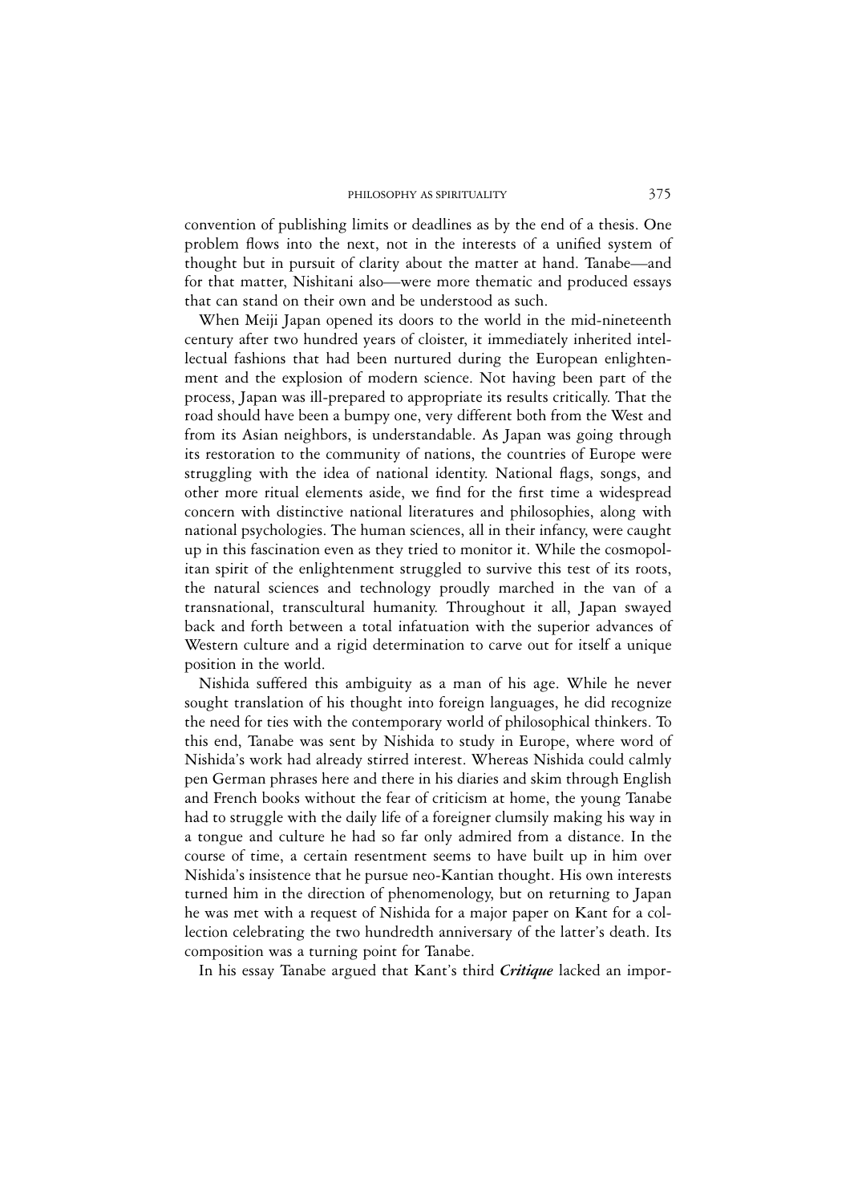convention of publishing limits or deadlines as by the end of a thesis. One problem flows into the next, not in the interests of a unified system of thought but in pursuit of clarity about the matter at hand. Tanabe—and for that matter, Nishitani also—were more thematic and produced essays that can stand on their own and be understood as such.

When Meiji Japan opened its doors to the world in the mid-nineteenth century after two hundred years of cloister, it immediately inherited intellectual fashions that had been nurtured during the European enlightenment and the explosion of modern science. Not having been part of the process, Japan was ill-prepared to appropriate its results critically. That the road should have been a bumpy one, very different both from the West and from its Asian neighbors, is understandable. As Japan was going through its restoration to the community of nations, the countries of Europe were struggling with the idea of national identity. National flags, songs, and other more ritual elements aside, we find for the first time a widespread concern with distinctive national literatures and philosophies, along with national psychologies. The human sciences, all in their infancy, were caught up in this fascination even as they tried to monitor it. While the cosmopolitan spirit of the enlightenment struggled to survive this test of its roots, the natural sciences and technology proudly marched in the van of a transnational, transcultural humanity. Throughout it all, Japan swayed back and forth between a total infatuation with the superior advances of Western culture and a rigid determination to carve out for itself a unique position in the world.

Nishida suffered this ambiguity as a man of his age. While he never sought translation of his thought into foreign languages, he did recognize the need for ties with the contemporary world of philosophical thinkers. To this end, Tanabe was sent by Nishida to study in Europe, where word of Nishida's work had already stirred interest. Whereas Nishida could calmly pen German phrases here and there in his diaries and skim through English and French books without the fear of criticism at home, the young Tanabe had to struggle with the daily life of a foreigner clumsily making his way in a tongue and culture he had so far only admired from a distance. In the course of time, a certain resentment seems to have built up in him over Nishida's insistence that he pursue neo-Kantian thought. His own interests turned him in the direction of phenomenology, but on returning to Japan he was met with a request of Nishida for a major paper on Kant for a collection celebrating the two hundredth anniversary of the latter's death. Its composition was a turning point for Tanabe.

In his essay Tanabe argued that Kant's third ***Critique*** lacked an impor-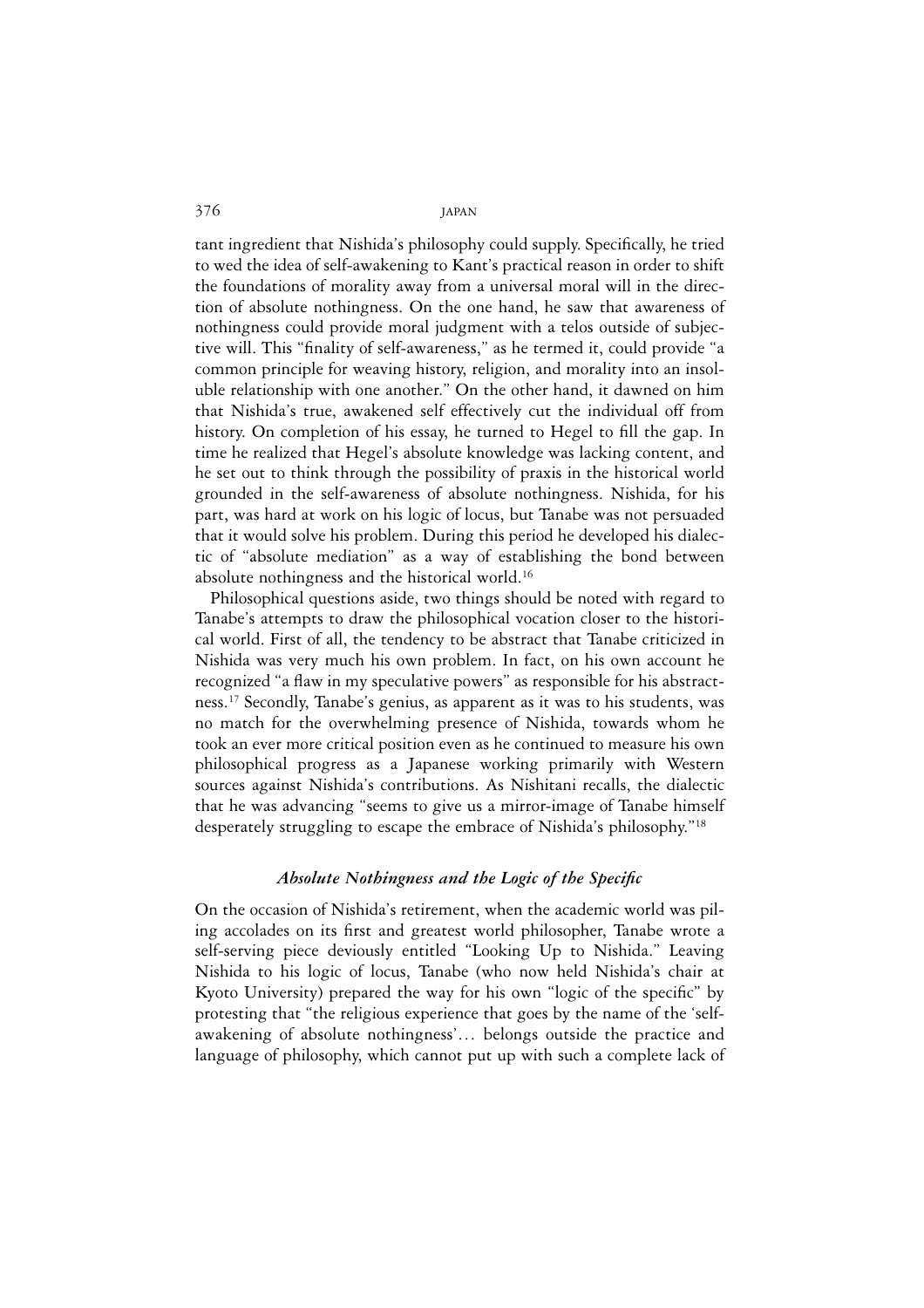tant ingredient that Nishida's philosophy could supply. Specifically, he tried to wed the idea of self-awakening to Kant's practical reason in order to shift the foundations of morality away from a universal moral will in the direction of absolute nothingness. On the one hand, he saw that awareness of nothingness could provide moral judgment with a telos outside of subjective will. This "finality of self-awareness," as he termed it, could provide "a common principle for weaving history, religion, and morality into an insoluble relationship with one another." On the other hand, it dawned on him that Nishida's true, awakened self effectively cut the individual off from history. On completion of his essay, he turned to Hegel to fill the gap. In time he realized that Hegel's absolute knowledge was lacking content, and he set out to think through the possibility of praxis in the historical world grounded in the self-awareness of absolute nothingness. Nishida, for his part, was hard at work on his logic of locus, but Tanabe was not persuaded that it would solve his problem. During this period he developed his dialectic of "absolute mediation" as a way of establishing the bond between absolute nothingness and the historical world.[16]

Philosophical questions aside, two things should be noted with regard to Tanabe's attempts to draw the philosophical vocation closer to the historical world. First of all, the tendency to be abstract that Tanabe criticized in Nishida was very much his own problem. In fact, on his own account he recognized "a flaw in my speculative powers" as responsible for his abstractness.[17] Secondly, Tanabe's genius, as apparent as it was to his students, was no match for the overwhelming presence of Nishida, towards whom he took an ever more critical position even as he continued to measure his own philosophical progress as a Japanese working primarily with Western sources against Nishida's contributions. As Nishitani recalls, the dialectic that he was advancing "seems to give us a mirror-image of Tanabe himself desperately struggling to escape the embrace of Nishida's philosophy."[18]

### *Absolute Nothingness and the Logic of the Specific*

On the occasion of Nishida's retirement, when the academic world was piling accolades on its first and greatest world philosopher, Tanabe wrote a self-serving piece deviously entitled "Looking Up to Nishida." Leaving Nishida to his logic of locus, Tanabe (who now held Nishida's chair at Kyoto University) prepared the way for his own "logic of the specific" by protesting that "the religious experience that goes by the name of the 'self-awakening of absolute nothingness'… belongs outside the practice and language of philosophy, which cannot put up with such a complete lack of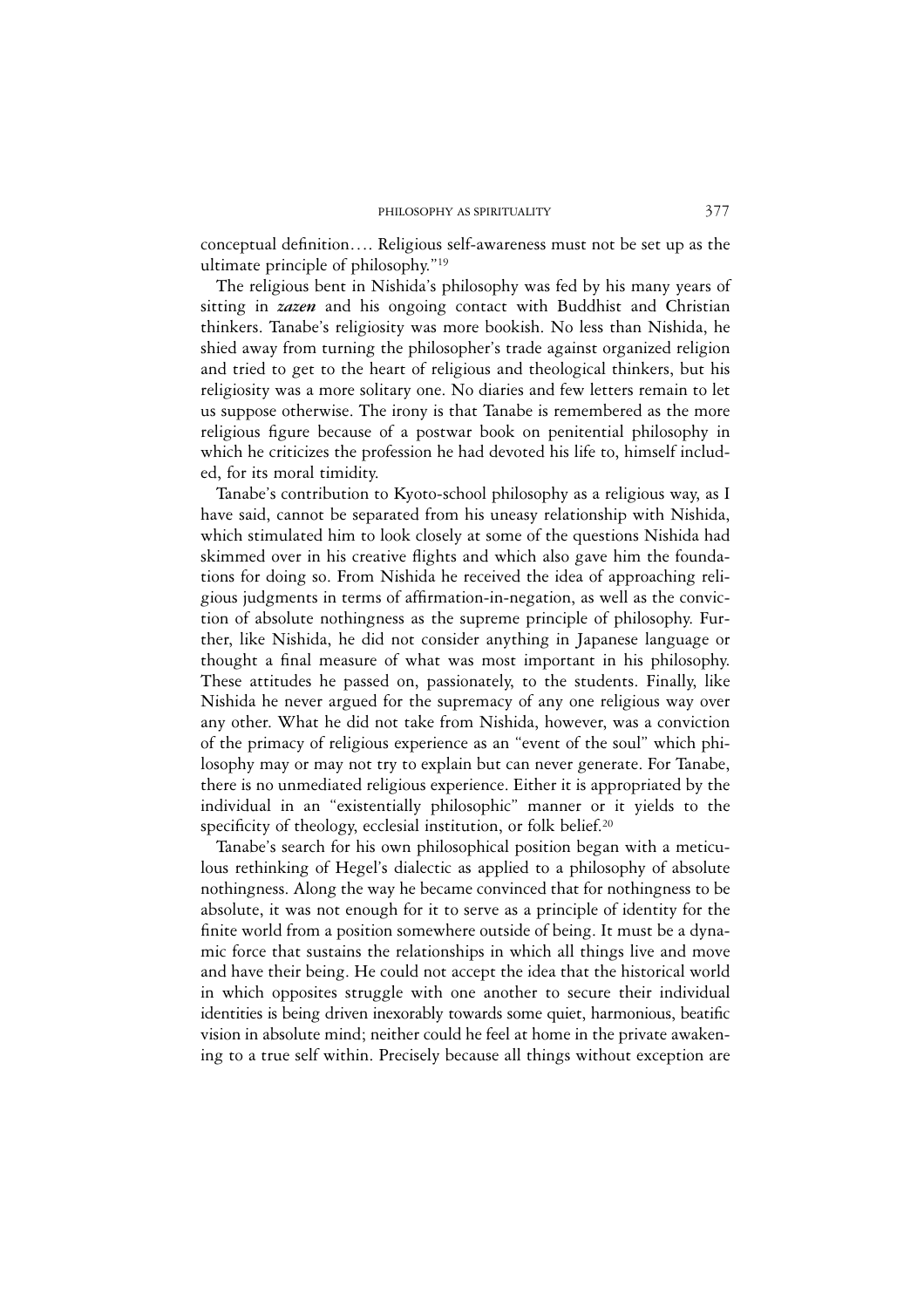conceptual definition…. Religious self-awareness must not be set up as the ultimate principle of philosophy."[19]

The religious bent in Nishida's philosophy was fed by his many years of sitting in ***zazen*** and his ongoing contact with Buddhist and Christian thinkers. Tanabe's religiosity was more bookish. No less than Nishida, he shied away from turning the philosopher's trade against organized religion and tried to get to the heart of religious and theological thinkers, but his religiosity was a more solitary one. No diaries and few letters remain to let us suppose otherwise. The irony is that Tanabe is remembered as the more religious figure because of a postwar book on penitential philosophy in which he criticizes the profession he had devoted his life to, himself included, for its moral timidity.

Tanabe's contribution to Kyoto-school philosophy as a religious way, as I have said, cannot be separated from his uneasy relationship with Nishida, which stimulated him to look closely at some of the questions Nishida had skimmed over in his creative flights and which also gave him the foundations for doing so. From Nishida he received the idea of approaching religious judgments in terms of affirmation-in-negation, as well as the conviction of absolute nothingness as the supreme principle of philosophy. Further, like Nishida, he did not consider anything in Japanese language or thought a final measure of what was most important in his philosophy. These attitudes he passed on, passionately, to the students. Finally, like Nishida he never argued for the supremacy of any one religious way over any other. What he did not take from Nishida, however, was a conviction of the primacy of religious experience as an "event of the soul" which philosophy may or may not try to explain but can never generate. For Tanabe, there is no unmediated religious experience. Either it is appropriated by the individual in an "existentially philosophic" manner or it yields to the specificity of theology, ecclesial institution, or folk belief.[20]

Tanabe's search for his own philosophical position began with a meticulous rethinking of Hegel's dialectic as applied to a philosophy of absolute nothingness. Along the way he became convinced that for nothingness to be absolute, it was not enough for it to serve as a principle of identity for the finite world from a position somewhere outside of being. It must be a dynamic force that sustains the relationships in which all things live and move and have their being. He could not accept the idea that the historical world in which opposites struggle with one another to secure their individual identities is being driven inexorably towards some quiet, harmonious, beatific vision in absolute mind; neither could he feel at home in the private awakening to a true self within. Precisely because all things without exception are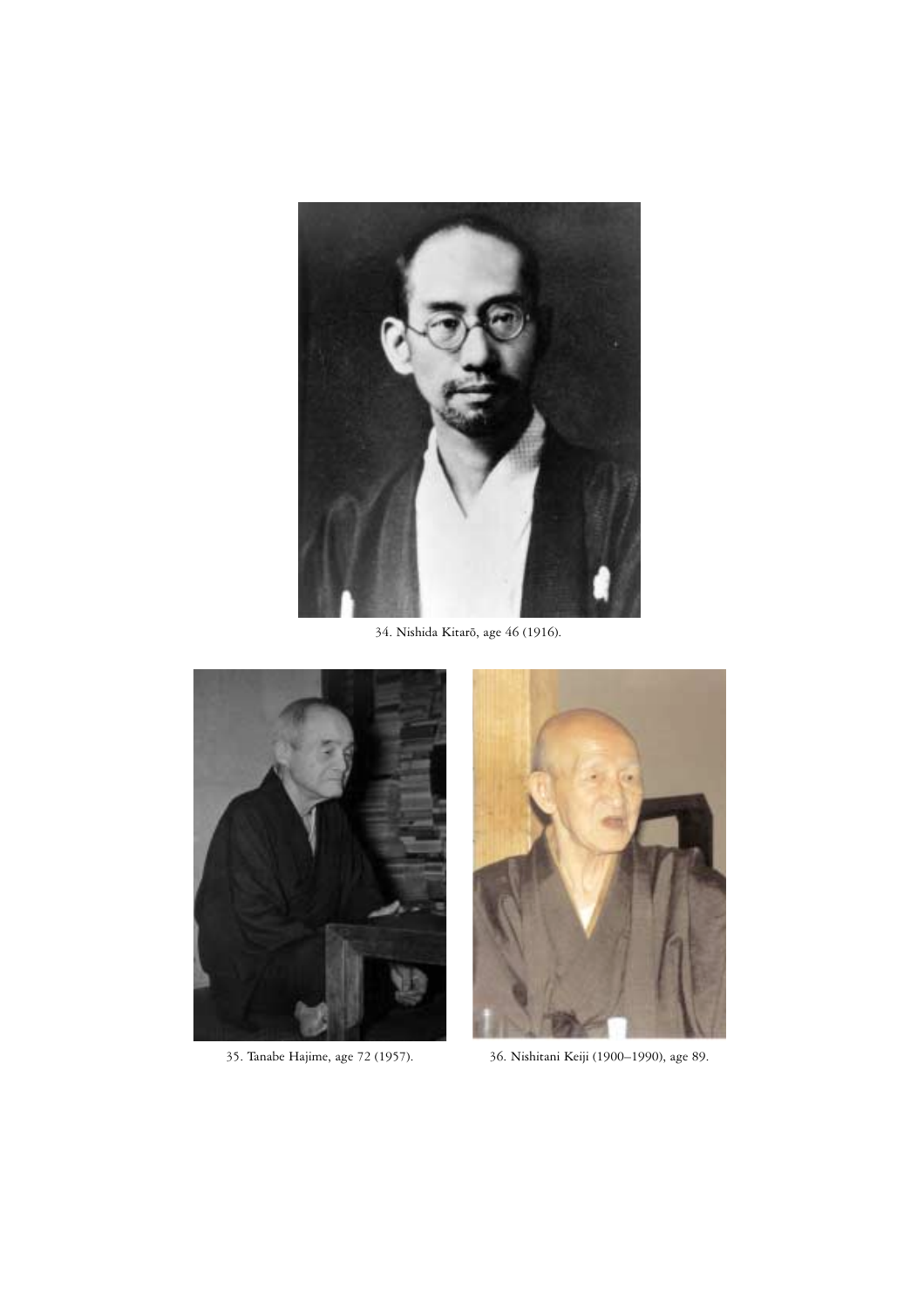34. Nishida Kitarō, age 46 (1916).

35. Tanabe Hajime, age 72 (1957).

36. Nishitani Keiji (1900–1990), age 89.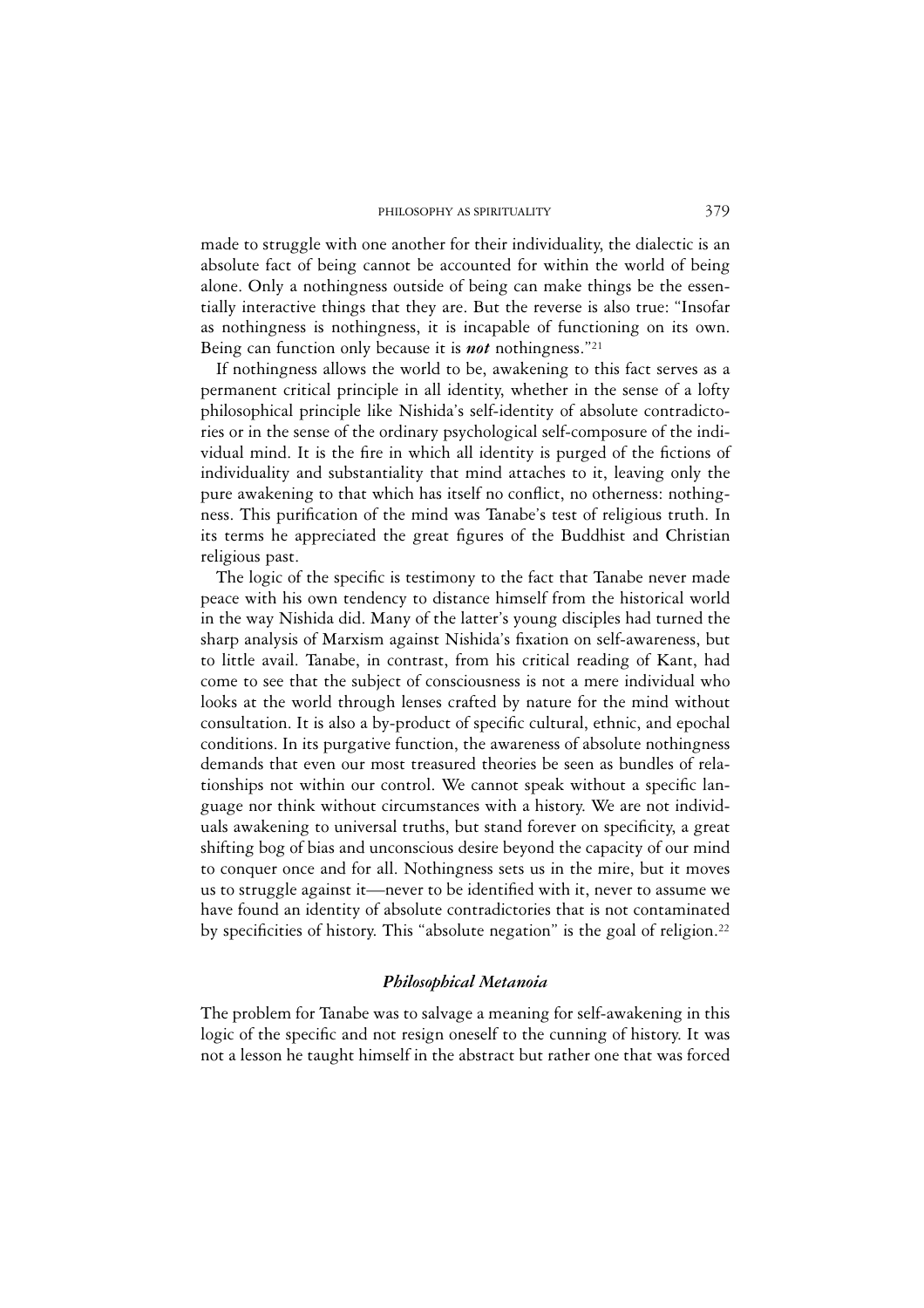made to struggle with one another for their individuality, the dialectic is an absolute fact of being cannot be accounted for within the world of being alone. Only a nothingness outside of being can make things be the essentially interactive things that they are. But the reverse is also true: "Insofar as nothingness is nothingness, it is incapable of functioning on its own. Being can function only because it is ***not*** nothingness."[21]

If nothingness allows the world to be, awakening to this fact serves as a permanent critical principle in all identity, whether in the sense of a lofty philosophical principle like Nishida's self-identity of absolute contradictories or in the sense of the ordinary psychological self-composure of the individual mind. It is the fire in which all identity is purged of the fictions of individuality and substantiality that mind attaches to it, leaving only the pure awakening to that which has itself no conflict, no otherness: nothingness. This purification of the mind was Tanabe's test of religious truth. In its terms he appreciated the great figures of the Buddhist and Christian religious past.

The logic of the specific is testimony to the fact that Tanabe never made peace with his own tendency to distance himself from the historical world in the way Nishida did. Many of the latter's young disciples had turned the sharp analysis of Marxism against Nishida's fixation on self-awareness, but to little avail. Tanabe, in contrast, from his critical reading of Kant, had come to see that the subject of consciousness is not a mere individual who looks at the world through lenses crafted by nature for the mind without consultation. It is also a by-product of specific cultural, ethnic, and epochal conditions. In its purgative function, the awareness of absolute nothingness demands that even our most treasured theories be seen as bundles of relationships not within our control. We cannot speak without a specific language nor think without circumstances with a history. We are not individuals awakening to universal truths, but stand forever on specificity, a great shifting bog of bias and unconscious desire beyond the capacity of our mind to conquer once and for all. Nothingness sets us in the mire, but it moves us to struggle against it—never to be identified with it, never to assume we have found an identity of absolute contradictories that is not contaminated by specificities of history. This "absolute negation" is the goal of religion.[22]

### *Philosophical Metanoia*

The problem for Tanabe was to salvage a meaning for self-awakening in this logic of the specific and not resign oneself to the cunning of history. It was not a lesson he taught himself in the abstract but rather one that was forced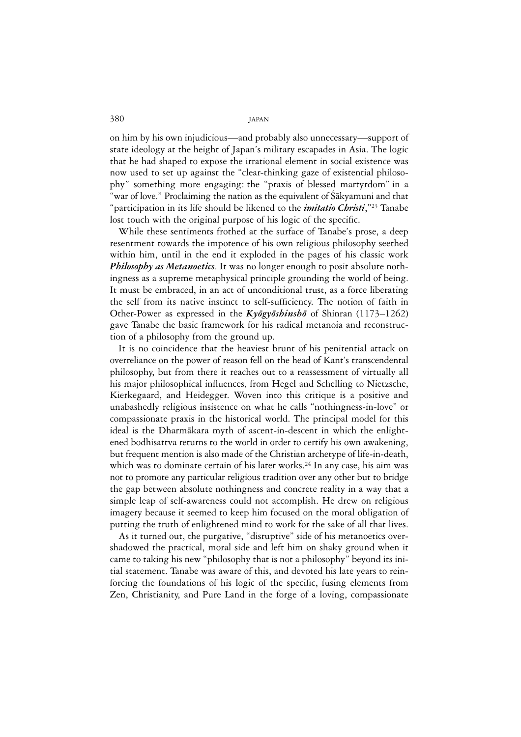on him by his own injudicious—and probably also unnecessary—support of state ideology at the height of Japan's military escapades in Asia. The logic that he had shaped to expose the irrational element in social existence was now used to set up against the "clear-thinking gaze of existential philosophy" something more engaging: the "praxis of blessed martyrdom" in a "war of love." Proclaiming the nation as the equivalent of Śākyamuni and that "participation in its life should be likened to the ***imitatio Christi***,"[23] Tanabe lost touch with the original purpose of his logic of the specific.

While these sentiments frothed at the surface of Tanabe's prose, a deep resentment towards the impotence of his own religious philosophy seethed within him, until in the end it exploded in the pages of his classic work ***Philosophy as Metanoetics***. It was no longer enough to posit absolute nothingness as a supreme metaphysical principle grounding the world of being. It must be embraced, in an act of unconditional trust, as a force liberating the self from its native instinct to self-sufficiency. The notion of faith in Other-Power as expressed in the ***Kyōgyōshinshō*** of Shinran (1173–1262) gave Tanabe the basic framework for his radical metanoia and reconstruction of a philosophy from the ground up.

It is no coincidence that the heaviest brunt of his penitential attack on overreliance on the power of reason fell on the head of Kant's transcendental philosophy, but from there it reaches out to a reassessment of virtually all his major philosophical influences, from Hegel and Schelling to Nietzsche, Kierkegaard, and Heidegger. Woven into this critique is a positive and unabashedly religious insistence on what he calls "nothingness-in-love" or compassionate praxis in the historical world. The principal model for this ideal is the Dharmākara myth of ascent-in-descent in which the enlightened bodhisattva returns to the world in order to certify his own awakening, but frequent mention is also made of the Christian archetype of life-in-death, which was to dominate certain of his later works.[24] In any case, his aim was not to promote any particular religious tradition over any other but to bridge the gap between absolute nothingness and concrete reality in a way that a simple leap of self-awareness could not accomplish. He drew on religious imagery because it seemed to keep him focused on the moral obligation of putting the truth of enlightened mind to work for the sake of all that lives.

As it turned out, the purgative, "disruptive" side of his metanoetics overshadowed the practical, moral side and left him on shaky ground when it came to taking his new "philosophy that is not a philosophy" beyond its initial statement. Tanabe was aware of this, and devoted his late years to reinforcing the foundations of his logic of the specific, fusing elements from Zen, Christianity, and Pure Land in the forge of a loving, compassionate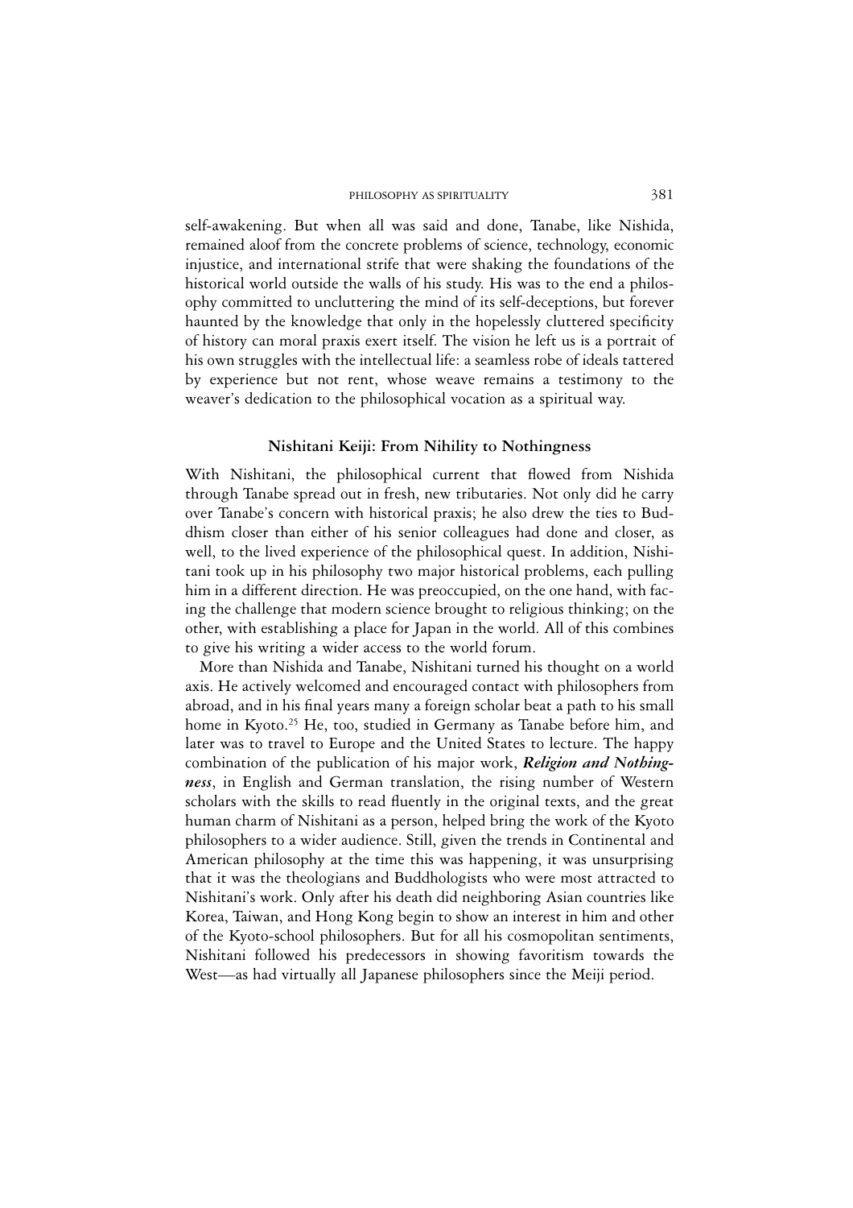self-awakening. But when all was said and done, Tanabe, like Nishida, remained aloof from the concrete problems of science, technology, economic injustice, and international strife that were shaking the foundations of the historical world outside the walls of his study. His was to the end a philosophy committed to uncluttering the mind of its self-deceptions, but forever haunted by the knowledge that only in the hopelessly cluttered specificity of history can moral praxis exert itself. The vision he left us is a portrait of his own struggles with the intellectual life: a seamless robe of ideals tattered by experience but not rent, whose weave remains a testimony to the weaver's dedication to the philosophical vocation as a spiritual way.

### Nishitani Keiji: From Nihility to Nothingness

With Nishitani, the philosophical current that flowed from Nishida through Tanabe spread out in fresh, new tributaries. Not only did he carry over Tanabe's concern with historical praxis; he also drew the ties to Buddhism closer than either of his senior colleagues had done and closer, as well, to the lived experience of the philosophical quest. In addition, Nishitani took up in his philosophy two major historical problems, each pulling him in a different direction. He was preoccupied, on the one hand, with facing the challenge that modern science brought to religious thinking; on the other, with establishing a place for Japan in the world. All of this combines to give his writing a wider access to the world forum.

More than Nishida and Tanabe, Nishitani turned his thought on a world axis. He actively welcomed and encouraged contact with philosophers from abroad, and in his final years many a foreign scholar beat a path to his small home in Kyoto.[25] He, too, studied in Germany as Tanabe before him, and later was to travel to Europe and the United States to lecture. The happy combination of the publication of his major work, ***Religion and Nothingness***, in English and German translation, the rising number of Western scholars with the skills to read fluently in the original texts, and the great human charm of Nishitani as a person, helped bring the work of the Kyoto philosophers to a wider audience. Still, given the trends in Continental and American philosophy at the time this was happening, it was unsurprising that it was the theologians and Buddhologists who were most attracted to Nishitani's work. Only after his death did neighboring Asian countries like Korea, Taiwan, and Hong Kong begin to show an interest in him and other of the Kyoto-school philosophers. But for all his cosmopolitan sentiments, Nishitani followed his predecessors in showing favoritism towards the West—as had virtually all Japanese philosophers since the Meiji period.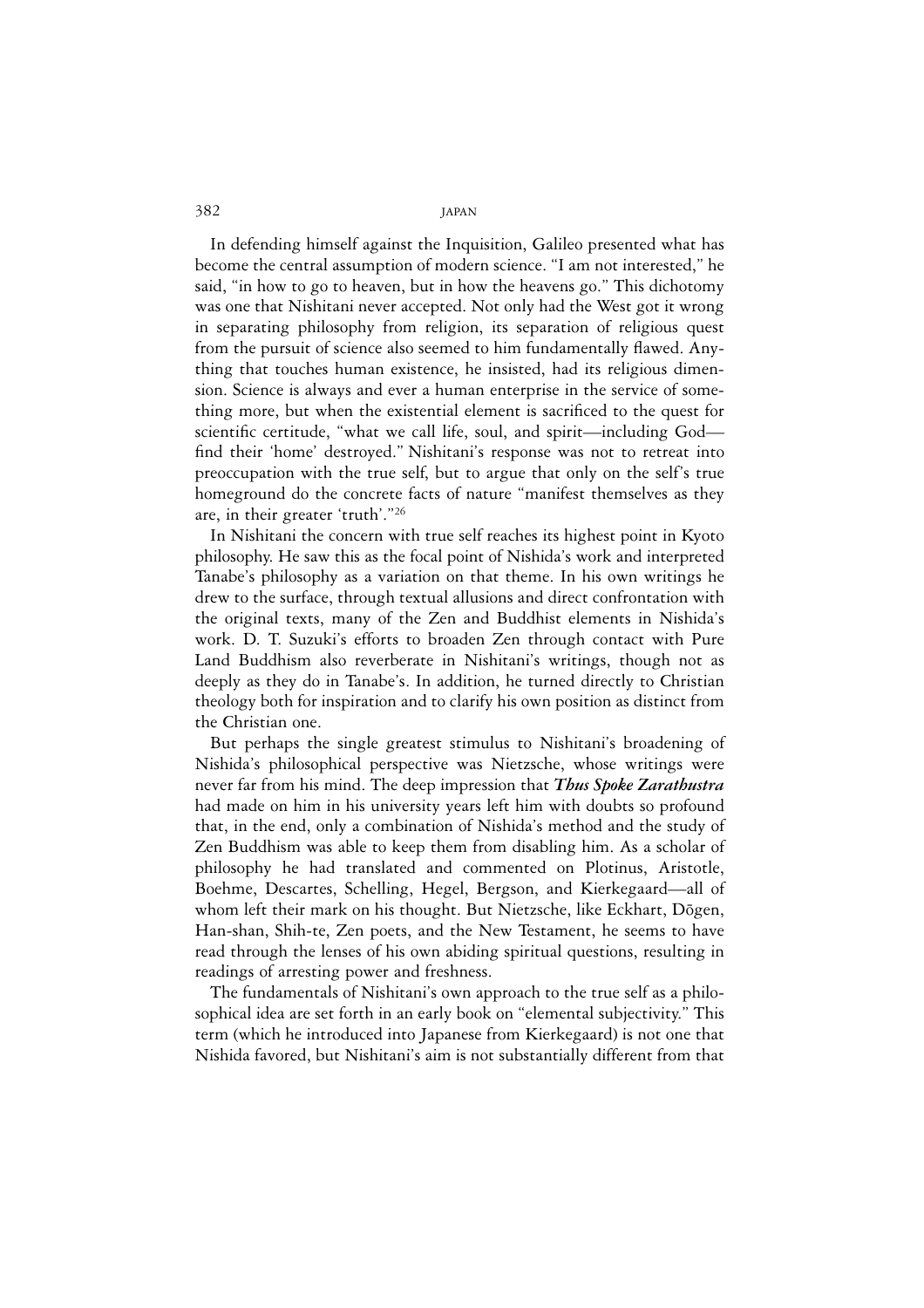In defending himself against the Inquisition, Galileo presented what has become the central assumption of modern science. "I am not interested," he said, "in how to go to heaven, but in how the heavens go." This dichotomy was one that Nishitani never accepted. Not only had the West got it wrong in separating philosophy from religion, its separation of religious quest from the pursuit of science also seemed to him fundamentally flawed. Anything that touches human existence, he insisted, had its religious dimension. Science is always and ever a human enterprise in the service of something more, but when the existential element is sacrificed to the quest for scientific certitude, "what we call life, soul, and spirit—including God—find their 'home' destroyed." Nishitani's response was not to retreat into preoccupation with the true self, but to argue that only on the self's true homeground do the concrete facts of nature "manifest themselves as they are, in their greater 'truth'."[26]

In Nishitani the concern with true self reaches its highest point in Kyoto philosophy. He saw this as the focal point of Nishida's work and interpreted Tanabe's philosophy as a variation on that theme. In his own writings he drew to the surface, through textual allusions and direct confrontation with the original texts, many of the Zen and Buddhist elements in Nishida's work. D. T. Suzuki's efforts to broaden Zen through contact with Pure Land Buddhism also reverberate in Nishitani's writings, though not as deeply as they do in Tanabe's. In addition, he turned directly to Christian theology both for inspiration and to clarify his own position as distinct from the Christian one.

But perhaps the single greatest stimulus to Nishitani's broadening of Nishida's philosophical perspective was Nietzsche, whose writings were never far from his mind. The deep impression that ***Thus Spoke Zarathustra*** had made on him in his university years left him with doubts so profound that, in the end, only a combination of Nishida's method and the study of Zen Buddhism was able to keep them from disabling him. As a scholar of philosophy he had translated and commented on Plotinus, Aristotle, Boehme, Descartes, Schelling, Hegel, Bergson, and Kierkegaard—all of whom left their mark on his thought. But Nietzsche, like Eckhart, Dōgen, Han-shan, Shih-te, Zen poets, and the New Testament, he seems to have read through the lenses of his own abiding spiritual questions, resulting in readings of arresting power and freshness.

The fundamentals of Nishitani's own approach to the true self as a philosophical idea are set forth in an early book on "elemental subjectivity." This term (which he introduced into Japanese from Kierkegaard) is not one that Nishida favored, but Nishitani's aim is not substantially different from that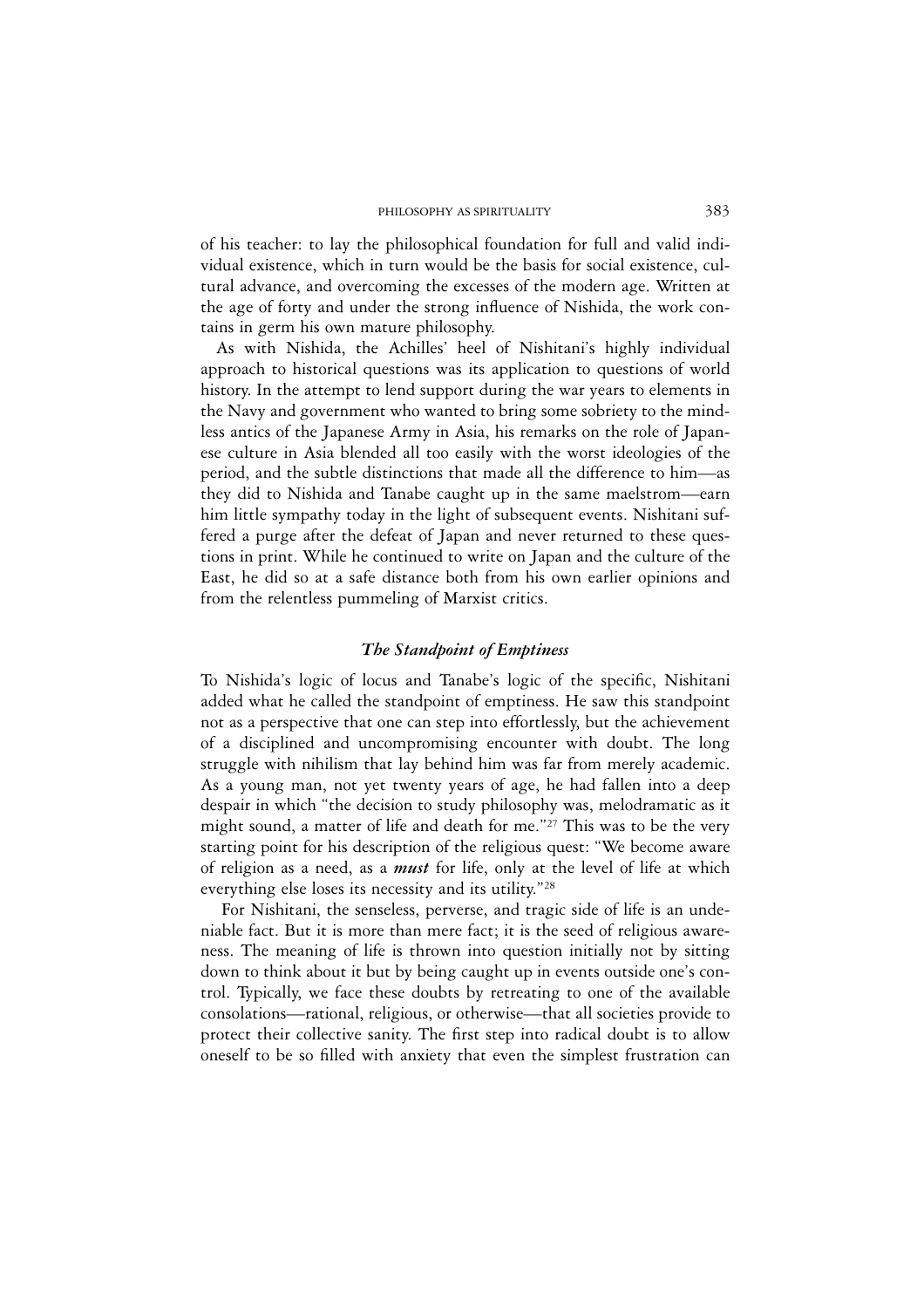of his teacher: to lay the philosophical foundation for full and valid individual existence, which in turn would be the basis for social existence, cultural advance, and overcoming the excesses of the modern age. Written at the age of forty and under the strong influence of Nishida, the work contains in germ his own mature philosophy.

As with Nishida, the Achilles' heel of Nishitani's highly individual approach to historical questions was its application to questions of world history. In the attempt to lend support during the war years to elements in the Navy and government who wanted to bring some sobriety to the mindless antics of the Japanese Army in Asia, his remarks on the role of Japanese culture in Asia blended all too easily with the worst ideologies of the period, and the subtle distinctions that made all the difference to him—as they did to Nishida and Tanabe caught up in the same maelstrom—earn him little sympathy today in the light of subsequent events. Nishitani suffered a purge after the defeat of Japan and never returned to these questions in print. While he continued to write on Japan and the culture of the East, he did so at a safe distance both from his own earlier opinions and from the relentless pummeling of Marxist critics.

### *The Standpoint of Emptiness*

To Nishida's logic of locus and Tanabe's logic of the specific, Nishitani added what he called the standpoint of emptiness. He saw this standpoint not as a perspective that one can step into effortlessly, but the achievement of a disciplined and uncompromising encounter with doubt. The long struggle with nihilism that lay behind him was far from merely academic. As a young man, not yet twenty years of age, he had fallen into a deep despair in which "the decision to study philosophy was, melodramatic as it might sound, a matter of life and death for me."[27] This was to be the very starting point for his description of the religious quest: "We become aware of religion as a need, as a ***must*** for life, only at the level of life at which everything else loses its necessity and its utility."[28]

For Nishitani, the senseless, perverse, and tragic side of life is an undeniable fact. But it is more than mere fact; it is the seed of religious awareness. The meaning of life is thrown into question initially not by sitting down to think about it but by being caught up in events outside one's control. Typically, we face these doubts by retreating to one of the available consolations—rational, religious, or otherwise—that all societies provide to protect their collective sanity. The first step into radical doubt is to allow oneself to be so filled with anxiety that even the simplest frustration can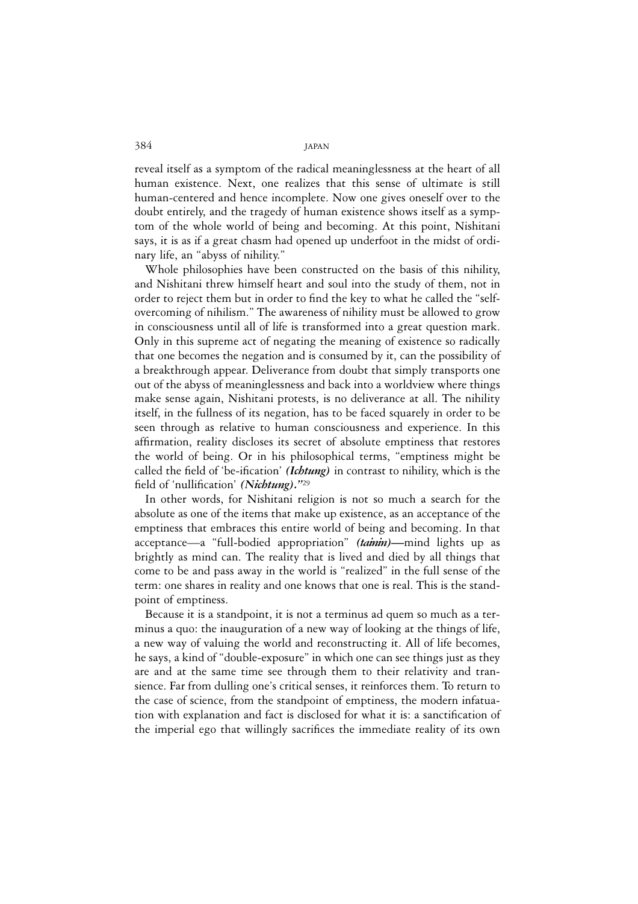reveal itself as a symptom of the radical meaninglessness at the heart of all human existence. Next, one realizes that this sense of ultimate is still human-centered and hence incomplete. Now one gives oneself over to the doubt entirely, and the tragedy of human existence shows itself as a symptom of the whole world of being and becoming. At this point, Nishitani says, it is as if a great chasm had opened up underfoot in the midst of ordinary life, an "abyss of nihility."

Whole philosophies have been constructed on the basis of this nihility, and Nishitani threw himself heart and soul into the study of them, not in order to reject them but in order to find the key to what he called the "self-overcoming of nihilism." The awareness of nihility must be allowed to grow in consciousness until all of life is transformed into a great question mark. Only in this supreme act of negating the meaning of existence so radically that one becomes the negation and is consumed by it, can the possibility of a breakthrough appear. Deliverance from doubt that simply transports one out of the abyss of meaninglessness and back into a worldview where things make sense again, Nishitani protests, is no deliverance at all. The nihility itself, in the fullness of its negation, has to be faced squarely in order to be seen through as relative to human consciousness and experience. In this affirmation, reality discloses its secret of absolute emptiness that restores the world of being. Or in his philosophical terms, "emptiness might be called the field of 'be-ification' ***(Ichtung)*** in contrast to nihility, which is the field of 'nullification' ***(Nichtung)***."[29]

In other words, for Nishitani religion is not so much a search for the absolute as one of the items that make up existence, as an acceptance of the emptiness that embraces this entire world of being and becoming. In that acceptance—a "full-bodied appropriation" ***(taini̇n)***—mind lights up as brightly as mind can. The reality that is lived and died by all things that come to be and pass away in the world is "realized" in the full sense of the term: one shares in reality and one knows that one is real. This is the standpoint of emptiness.

Because it is a standpoint, it is not a terminus ad quem so much as a terminus a quo: the inauguration of a new way of looking at the things of life, a new way of valuing the world and reconstructing it. All of life becomes, he says, a kind of "double-exposure" in which one can see things just as they are and at the same time see through them to their relativity and transience. Far from dulling one's critical senses, it reinforces them. To return to the case of science, from the standpoint of emptiness, the modern infatuation with explanation and fact is disclosed for what it is: a sanctification of the imperial ego that willingly sacrifices the immediate reality of its own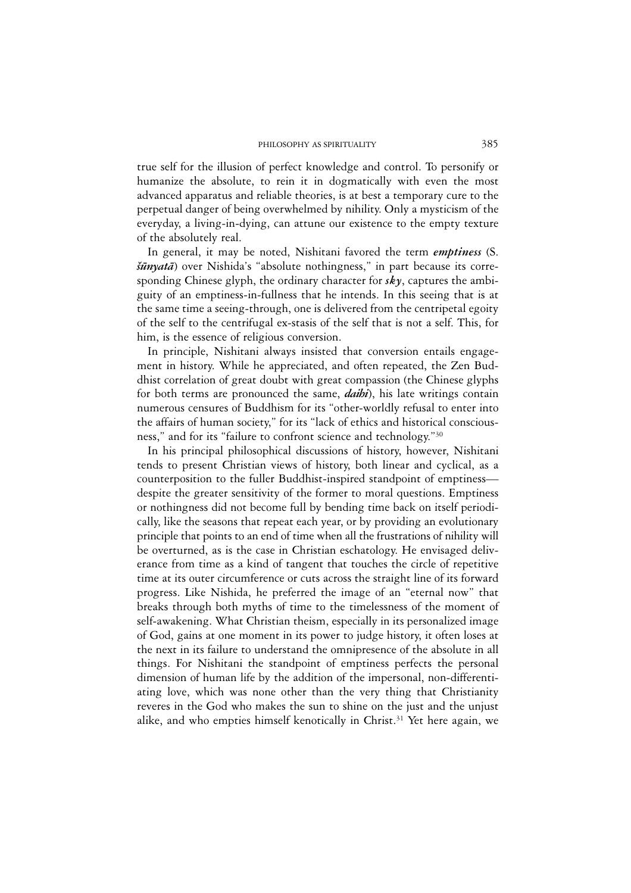true self for the illusion of perfect knowledge and control. To personify or humanize the absolute, to rein it in dogmatically with even the most advanced apparatus and reliable theories, is at best a temporary cure to the perpetual danger of being overwhelmed by nihility. Only a mysticism of the everyday, a living-in-dying, can attune our existence to the empty texture of the absolutely real.

In general, it may be noted, Nishitani favored the term ***emptiness*** (S. ***śūnyatā***) over Nishida's "absolute nothingness," in part because its corresponding Chinese glyph, the ordinary character for ***sky***, captures the ambiguity of an emptiness-in-fullness that he intends. In this seeing that is at the same time a seeing-through, one is delivered from the centripetal egoity of the self to the centrifugal ex-stasis of the self that is not a self. This, for him, is the essence of religious conversion.

In principle, Nishitani always insisted that conversion entails engagement in history. While he appreciated, and often repeated, the Zen Buddhist correlation of great doubt with great compassion (the Chinese glyphs for both terms are pronounced the same, ***daihi***), his late writings contain numerous censures of Buddhism for its "other-worldly refusal to enter into the affairs of human society," for its "lack of ethics and historical consciousness," and for its "failure to confront science and technology."[30]

In his principal philosophical discussions of history, however, Nishitani tends to present Christian views of history, both linear and cyclical, as a counterposition to the fuller Buddhist-inspired standpoint of emptiness—despite the greater sensitivity of the former to moral questions. Emptiness or nothingness did not become full by bending time back on itself periodically, like the seasons that repeat each year, or by providing an evolutionary principle that points to an end of time when all the frustrations of nihility will be overturned, as is the case in Christian eschatology. He envisaged deliverance from time as a kind of tangent that touches the circle of repetitive time at its outer circumference or cuts across the straight line of its forward progress. Like Nishida, he preferred the image of an "eternal now" that breaks through both myths of time to the timelessness of the moment of self-awakening. What Christian theism, especially in its personalized image of God, gains at one moment in its power to judge history, it often loses at the next in its failure to understand the omnipresence of the absolute in all things. For Nishitani the standpoint of emptiness perfects the personal dimension of human life by the addition of the impersonal, non-differentiating love, which was none other than the very thing that Christianity reveres in the God who makes the sun to shine on the just and the unjust alike, and who empties himself kenotically in Christ.[31] Yet here again, we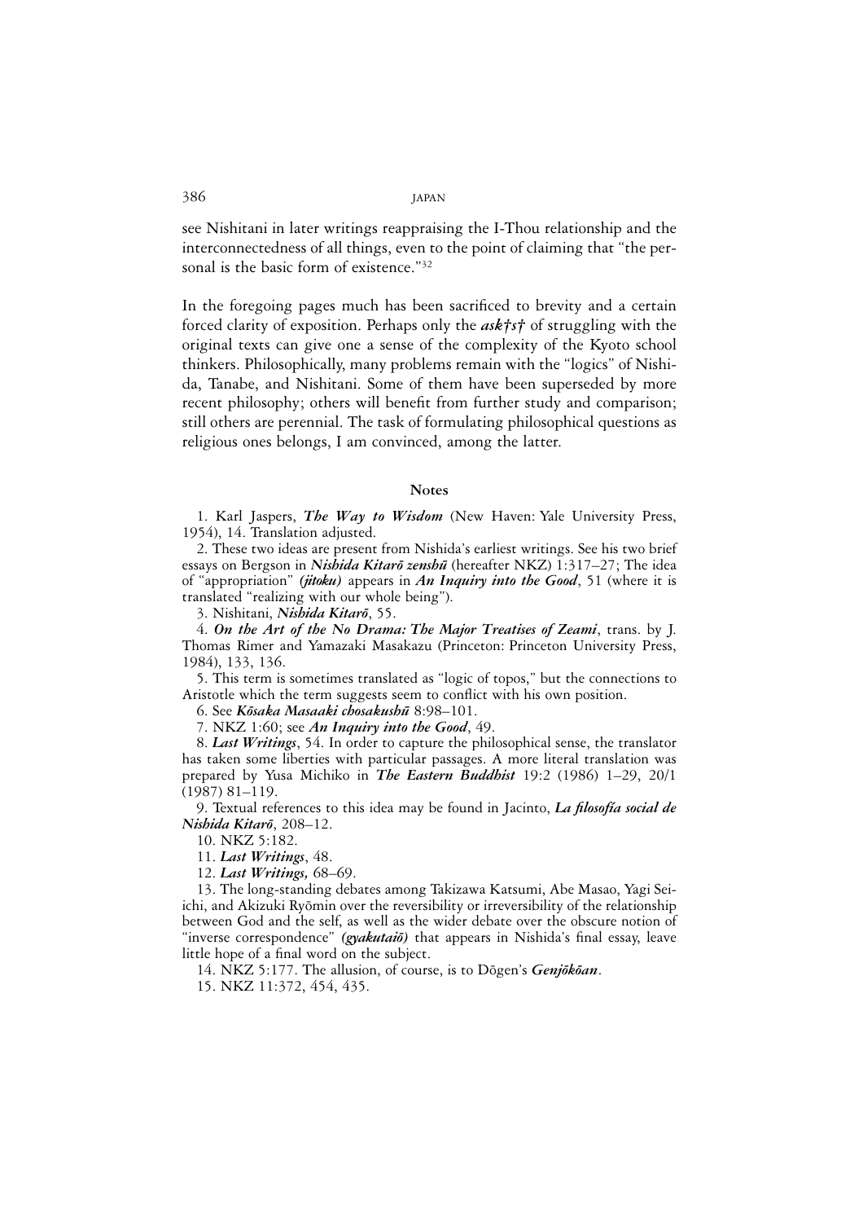see Nishitani in later writings reappraising the I-Thou relationship and the interconnectedness of all things, even to the point of claiming that "the personal is the basic form of existence."[32]

In the foregoing pages much has been sacrificed to brevity and a certain forced clarity of exposition. Perhaps only the ***ask†s†*** of struggling with the original texts can give one a sense of the complexity of the Kyoto school thinkers. Philosophically, many problems remain with the "logics" of Nishida, Tanabe, and Nishitani. Some of them have been superseded by more recent philosophy; others will benefit from further study and comparison; still others are perennial. The task of formulating philosophical questions as religious ones belongs, I am convinced, among the latter.

## Notes

1. Karl Jaspers, ***The Way to Wisdom*** (New Haven: Yale University Press, 1954), 14. Translation adjusted.

2. These two ideas are present from Nishida's earliest writings. See his two brief essays on Bergson in ***Nishida Kitarō zenshū*** (hereafter NKZ) 1:317–27; The idea of "appropriation" ***(jitoku)*** appears in ***An Inquiry into the Good***, 51 (where it is translated "realizing with our whole being").

3. Nishitani, ***Nishida Kitarō***, 55.

4. ***On the Art of the No Drama: The Major Treatises of Zeami***, trans. by J. Thomas Rimer and Yamazaki Masakazu (Princeton: Princeton University Press, 1984), 133, 136.

5. This term is sometimes translated as "logic of topos," but the connections to Aristotle which the term suggests seem to conflict with his own position.

6. See ***Kōsaka Masaaki chosakushū*** 8:98–101.

7. NKZ 1:60; see ***An Inquiry into the Good***, 49.

8. ***Last Writings***, 54. In order to capture the philosophical sense, the translator has taken some liberties with particular passages. A more literal translation was prepared by Yusa Michiko in ***The Eastern Buddhist*** 19:2 (1986) 1–29, 20/1 (1987) 81–119.

9. Textual references to this idea may be found in Jacinto, ***La filosofía social de Nishida Kitarō***, 208–12.

10. NKZ 5:182.

11. ***Last Writings***, 48.

12. ***Last Writings,*** 68–69.

13. The long-standing debates among Takizawa Katsumi, Abe Masao, Yagi Seiichi, and Akizuki Ryōmin over the reversibility or irreversibility of the relationship between God and the self, as well as the wider debate over the obscure notion of "inverse correspondence" ***(gyakutaiō)*** that appears in Nishida's final essay, leave little hope of a final word on the subject.

14. NKZ 5:177. The allusion, of course, is to Dōgen's ***Genjōkōan***.

15. NKZ 11:372, 454, 435.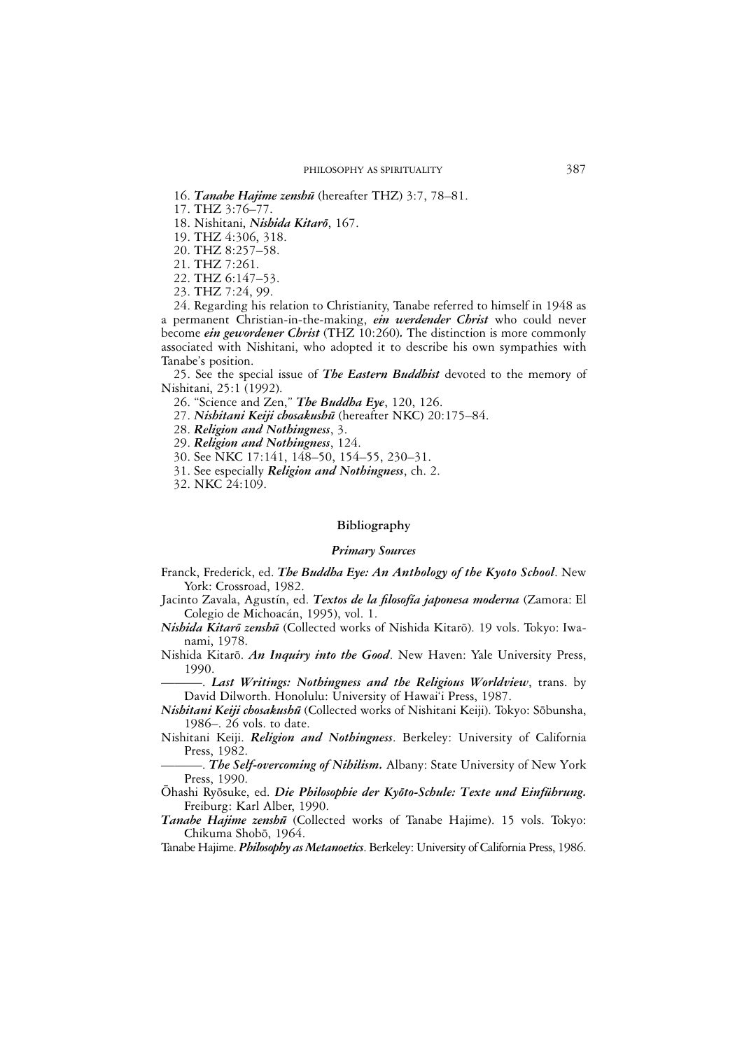16. ***Tanabe Hajime zenshū*** (hereafter THZ) 3:7, 78–81.

17. THZ 3:76–77.

18. Nishitani, ***Nishida Kitarō***, 167.

19. THZ 4:306, 318.

20. THZ 8:257–58.

21. THZ 7:261.

22. THZ 6:147–53.

23. THZ 7:24, 99.

24. Regarding his relation to Christianity, Tanabe referred to himself in 1948 as a permanent Christian-in-the-making, ***ein werdender Christ*** who could never become ***ein gewordener Christ*** (THZ 10:260)**.** The distinction is more commonly associated with Nishitani, who adopted it to describe his own sympathies with Tanabe's position.

25. See the special issue of ***The Eastern Buddhist*** devoted to the memory of Nishitani, 25:1 (1992).

26. "Science and Zen," ***The Buddha Eye***, 120, 126.

27. ***Nishitani Keiji chosakushū*** (hereafter NKC) 20:175–84.

28. ***Religion and Nothingness***, 3.

29. ***Religion and Nothingness***, 124.

30. See NKC 17:141, 148–50, 154–55, 230–31.

31. See especially ***Religion and Nothingness***, ch. 2.

32. NKC 24:109.

## Bibliography

### *Primary Sources*

Franck, Frederick, ed. ***The Buddha Eye: An Anthology of the Kyoto School***. New York: Crossroad, 1982.

Jacinto Zavala, Agustín, ed. ***Textos de la filosofía japonesa moderna*** (Zamora: El Colegio de Michoacán, 1995), vol. 1.

***Nishida Kitarō zenshū*** (Collected works of Nishida Kitarō). 19 vols. Tokyo: Iwanami, 1978.

Nishida Kitarō. ***An Inquiry into the Good***. New Haven: Yale University Press, 1990.

———. ***Last Writings: Nothingness and the Religious Worldview***, trans. by David Dilworth. Honolulu: University of Hawai'i Press, 1987.

***Nishitani Keiji chosakushū*** (Collected works of Nishitani Keiji). Tokyo: Sōbunsha, 1986–. 26 vols. to date.

Nishitani Keiji. ***Religion and Nothingness***. Berkeley: University of California Press, 1982.

———. ***The Self-overcoming of Nihilism.*** Albany: State University of New York Press, 1990.

Ōhashi Ryōsuke, ed. ***Die Philosophie der Kyōto-Schule: Texte und Einführung.*** Freiburg: Karl Alber, 1990.

***Tanabe Hajime zenshū*** (Collected works of Tanabe Hajime). 15 vols. Tokyo: Chikuma Shobō, 1964.

Tanabe Hajime. ***Philosophy as Metanoetics***. Berkeley: University of California Press, 1986.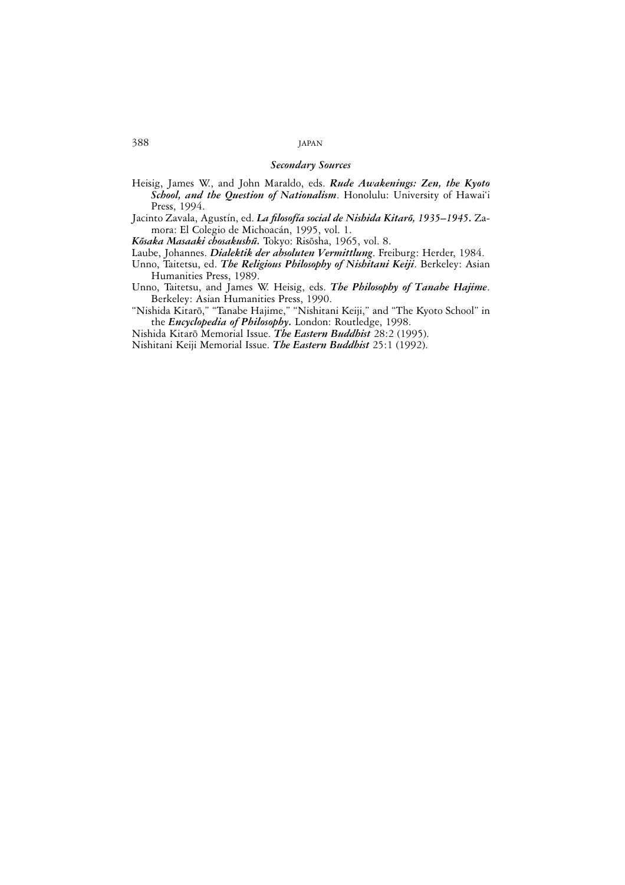### *Secondary Sources*

Heisig, James W., and John Maraldo, eds. ***Rude Awakenings: Zen, the Kyoto School, and the Question of Nationalism***. Honolulu: University of Hawai'i Press, 1994.

Jacinto Zavala, Agustín, ed. ***La filosofía social de Nishida Kitarō, 1935–1945.*** Zamora: El Colegio de Michoacán, 1995, vol. 1.

***Kōsaka Masaaki chosakushū.*** Tokyo: Risōsha, 1965, vol. 8.

Laube, Johannes. ***Dialektik der absoluten Vermittlung***. Freiburg: Herder, 1984.

Unno, Taitetsu, ed. ***The Religious Philosophy of Nishitani Keiji***. Berkeley: Asian Humanities Press, 1989.

Unno, Taitetsu, and James W. Heisig, eds. ***The Philosophy of Tanabe Hajime***. Berkeley: Asian Humanities Press, 1990.

"Nishida Kitarō," "Tanabe Hajime," "Nishitani Keiji," and "The Kyoto School" in the ***Encyclopedia of Philosophy.*** London: Routledge, 1998.

Nishida Kitarō Memorial Issue. ***The Eastern Buddhist*** 28:2 (1995).

Nishitani Keiji Memorial Issue. ***The Eastern Buddhist*** 25:1 (1992).